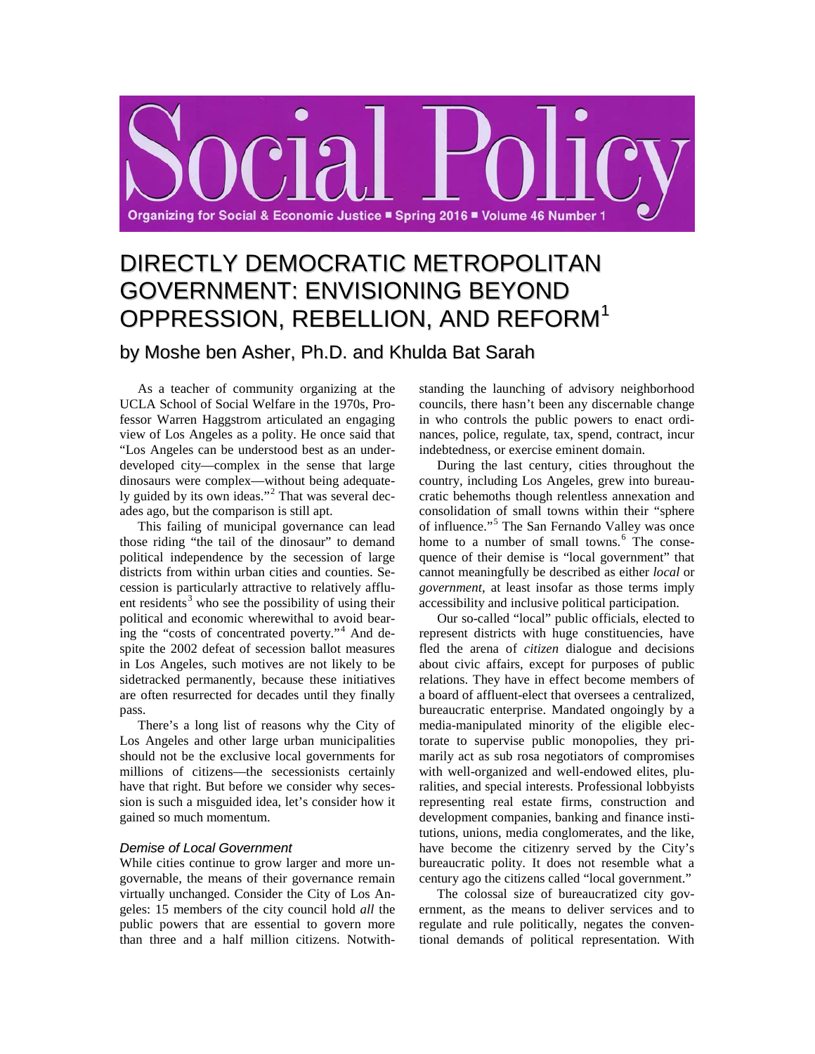# DIRECTLY DEMOCRATIC METROPOLITAN GOVERNMENT: ENVISIONING BEYOND OPPRESSION, REBELLION, AND REFORM[1]

## by Moshe ben Asher, Ph.D. and Khulda Bat Sarah

As a teacher of community organizing at the UCLA School of Social Welfare in the 1970s, Professor Warren Haggstrom articulated an engaging view of Los Angeles as a polity. He once said that "Los Angeles can be understood best as an underdeveloped city—complex in the sense that large dinosaurs were complex—without being adequately guided by its own ideas."[2] That was several decades ago, but the comparison is still apt.

This failing of municipal governance can lead those riding "the tail of the dinosaur" to demand political independence by the secession of large districts from within urban cities and counties. Secession is particularly attractive to relatively affluent residents[3] who see the possibility of using their political and economic wherewithal to avoid bearing the "costs of concentrated poverty."[4] And despite the 2002 defeat of secession ballot measures in Los Angeles, such motives are not likely to be sidetracked permanently, because these initiatives are often resurrected for decades until they finally pass.

There's a long list of reasons why the City of Los Angeles and other large urban municipalities should not be the exclusive local governments for millions of citizens—the secessionists certainly have that right. But before we consider why secession is such a misguided idea, let's consider how it gained so much momentum.

### *Demise of Local Government*

While cities continue to grow larger and more ungovernable, the means of their governance remain virtually unchanged. Consider the City of Los Angeles: 15 members of the city council hold *all* the public powers that are essential to govern more than three and a half million citizens. Notwithstanding the launching of advisory neighborhood councils, there hasn't been any discernable change in who controls the public powers to enact ordinances, police, regulate, tax, spend, contract, incur indebtedness, or exercise eminent domain.

During the last century, cities throughout the country, including Los Angeles, grew into bureaucratic behemoths though relentless annexation and consolidation of small towns within their "sphere of influence."[5] The San Fernando Valley was once home to a number of small towns.[6] The consequence of their demise is "local government" that cannot meaningfully be described as either *local* or *government*, at least insofar as those terms imply accessibility and inclusive political participation.

Our so-called "local" public officials, elected to represent districts with huge constituencies, have fled the arena of *citizen* dialogue and decisions about civic affairs, except for purposes of public relations. They have in effect become members of a board of affluent-elect that oversees a centralized, bureaucratic enterprise. Mandated ongoingly by a media-manipulated minority of the eligible electorate to supervise public monopolies, they primarily act as sub rosa negotiators of compromises with well-organized and well-endowed elites, pluralities, and special interests. Professional lobbyists representing real estate firms, construction and development companies, banking and finance institutions, unions, media conglomerates, and the like, have become the citizenry served by the City's bureaucratic polity. It does not resemble what a century ago the citizens called "local government."

The colossal size of bureaucratized city government, as the means to deliver services and to regulate and rule politically, negates the conventional demands of political representation. With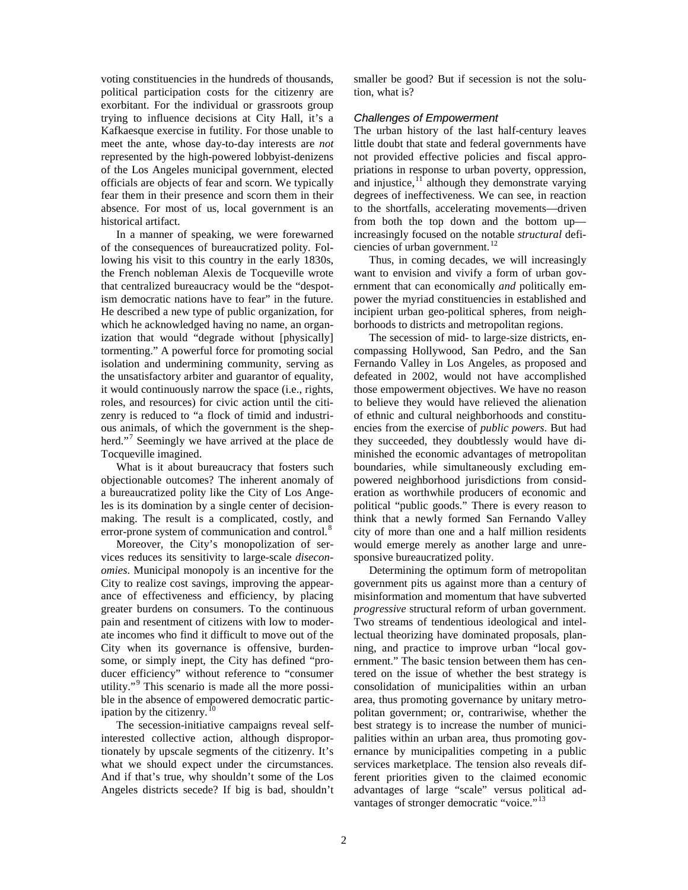voting constituencies in the hundreds of thousands, political participation costs for the citizenry are exorbitant. For the individual or grassroots group trying to influence decisions at City Hall, it's a Kafkaesque exercise in futility. For those unable to meet the ante, whose day-to-day interests are *not* represented by the high-powered lobbyist-denizens of the Los Angeles municipal government, elected officials are objects of fear and scorn. We typically fear them in their presence and scorn them in their absence. For most of us, local government is an historical artifact.

In a manner of speaking, we were forewarned of the consequences of bureaucratized polity. Following his visit to this country in the early 1830s, the French nobleman Alexis de Tocqueville wrote that centralized bureaucracy would be the "despotism democratic nations have to fear" in the future. He described a new type of public organization, for which he acknowledged having no name, an organization that would "degrade without [physically] tormenting." A powerful force for promoting social isolation and undermining community, serving as the unsatisfactory arbiter and guarantor of equality, it would continuously narrow the space (i.e., rights, roles, and resources) for civic action until the citizenry is reduced to "a flock of timid and industrious animals, of which the government is the shepherd."[7] Seemingly we have arrived at the place de Tocqueville imagined.

What is it about bureaucracy that fosters such objectionable outcomes? The inherent anomaly of a bureaucratized polity like the City of Los Angeles is its domination by a single center of decision-making. The result is a complicated, costly, and error-prone system of communication and control.[8]

Moreover, the City's monopolization of services reduces its sensitivity to large-scale *diseconomies*. Municipal monopoly is an incentive for the City to realize cost savings, improving the appearance of effectiveness and efficiency, by placing greater burdens on consumers. To the continuous pain and resentment of citizens with low to moderate incomes who find it difficult to move out of the City when its governance is offensive, burdensome, or simply inept, the City has defined "producer efficiency" without reference to "consumer utility."[9] This scenario is made all the more possible in the absence of empowered democratic participation by the citizenry.[10]

The secession-initiative campaigns reveal self-interested collective action, although disproportionately by upscale segments of the citizenry. It's what we should expect under the circumstances. And if that's true, why shouldn't some of the Los Angeles districts secede? If big is bad, shouldn't smaller be good? But if secession is not the solution, what is?

### *Challenges of Empowerment*

The urban history of the last half-century leaves little doubt that state and federal governments have not provided effective policies and fiscal appropriations in response to urban poverty, oppression, and injustice,[11] although they demonstrate varying degrees of ineffectiveness. We can see, in reaction to the shortfalls, accelerating movements—driven from both the top down and the bottom up—increasingly focused on the notable *structural* deficiencies of urban government.[12]

Thus, in coming decades, we will increasingly want to envision and vivify a form of urban government that can economically *and* politically empower the myriad constituencies in established and incipient urban geo-political spheres, from neighborhoods to districts and metropolitan regions.

The secession of mid- to large-size districts, encompassing Hollywood, San Pedro, and the San Fernando Valley in Los Angeles, as proposed and defeated in 2002, would not have accomplished those empowerment objectives. We have no reason to believe they would have relieved the alienation of ethnic and cultural neighborhoods and constituencies from the exercise of *public powers*. But had they succeeded, they doubtlessly would have diminished the economic advantages of metropolitan boundaries, while simultaneously excluding empowered neighborhood jurisdictions from consideration as worthwhile producers of economic and political "public goods." There is every reason to think that a newly formed San Fernando Valley city of more than one and a half million residents would emerge merely as another large and unresponsive bureaucratized polity.

Determining the optimum form of metropolitan government pits us against more than a century of misinformation and momentum that have subverted *progressive* structural reform of urban government. Two streams of tendentious ideological and intellectual theorizing have dominated proposals, planning, and practice to improve urban "local government." The basic tension between them has centered on the issue of whether the best strategy is consolidation of municipalities within an urban area, thus promoting governance by unitary metropolitan government; or, contrariwise, whether the best strategy is to increase the number of municipalities within an urban area, thus promoting governance by municipalities competing in a public services marketplace. The tension also reveals different priorities given to the claimed economic advantages of large "scale" versus political advantages of stronger democratic "voice."[13]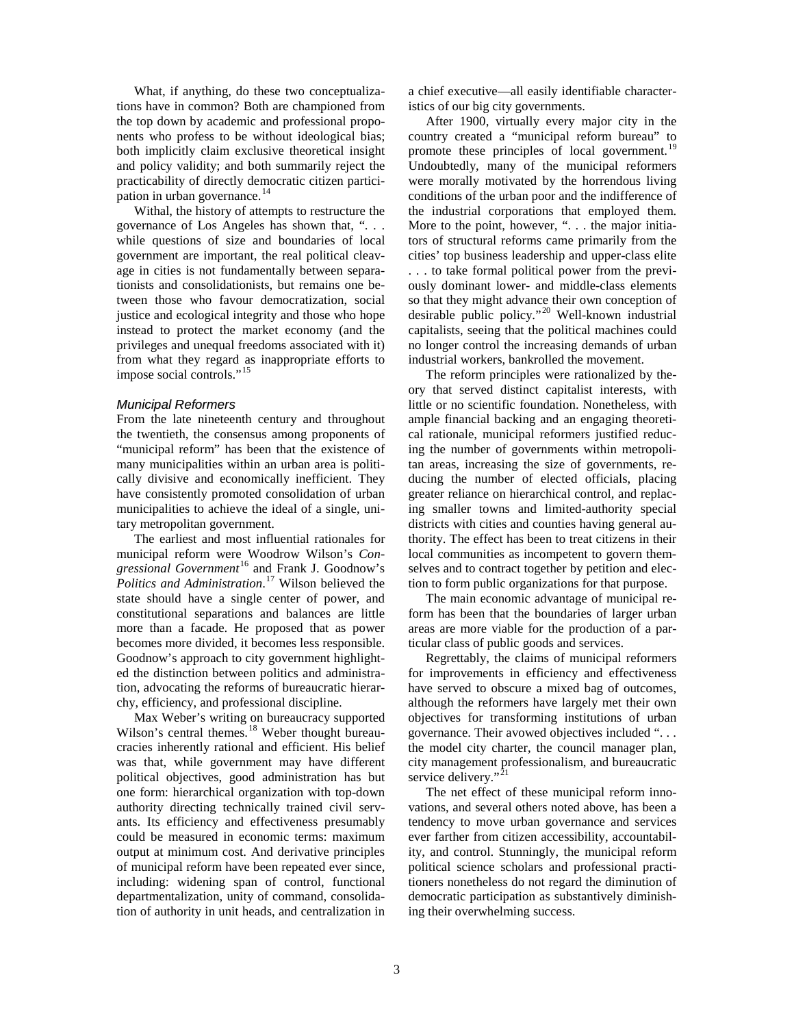What, if anything, do these two conceptualizations have in common? Both are championed from the top down by academic and professional proponents who profess to be without ideological bias; both implicitly claim exclusive theoretical insight and policy validity; and both summarily reject the practicability of directly democratic citizen participation in urban governance.[14]

Withal, the history of attempts to restructure the governance of Los Angeles has shown that, ". . . while questions of size and boundaries of local government are important, the real political cleavage in cities is not fundamentally between separationists and consolidationists, but remains one between those who favour democratization, social justice and ecological integrity and those who hope instead to protect the market economy (and the privileges and unequal freedoms associated with it) from what they regard as inappropriate efforts to impose social controls."[15]

### *Municipal Reformers*

From the late nineteenth century and throughout the twentieth, the consensus among proponents of "municipal reform" has been that the existence of many municipalities within an urban area is politically divisive and economically inefficient. They have consistently promoted consolidation of urban municipalities to achieve the ideal of a single, unitary metropolitan government.

The earliest and most influential rationales for municipal reform were Woodrow Wilson's *Congressional Government*[16] and Frank J. Goodnow's *Politics and Administration*.[17] Wilson believed the state should have a single center of power, and constitutional separations and balances are little more than a facade. He proposed that as power becomes more divided, it becomes less responsible. Goodnow's approach to city government highlighted the distinction between politics and administration, advocating the reforms of bureaucratic hierarchy, efficiency, and professional discipline.

Max Weber's writing on bureaucracy supported Wilson's central themes.[18] Weber thought bureaucracies inherently rational and efficient. His belief was that, while government may have different political objectives, good administration has but one form: hierarchical organization with top-down authority directing technically trained civil servants. Its efficiency and effectiveness presumably could be measured in economic terms: maximum output at minimum cost. And derivative principles of municipal reform have been repeated ever since, including: widening span of control, functional departmentalization, unity of command, consolidation of authority in unit heads, and centralization in a chief executive—all easily identifiable characteristics of our big city governments.

After 1900, virtually every major city in the country created a "municipal reform bureau" to promote these principles of local government.[19] Undoubtedly, many of the municipal reformers were morally motivated by the horrendous living conditions of the urban poor and the indifference of the industrial corporations that employed them. More to the point, however, ". . . the major initiators of structural reforms came primarily from the cities' top business leadership and upper-class elite . . . to take formal political power from the previously dominant lower- and middle-class elements so that they might advance their own conception of desirable public policy."[20] Well-known industrial capitalists, seeing that the political machines could no longer control the increasing demands of urban industrial workers, bankrolled the movement.

The reform principles were rationalized by theory that served distinct capitalist interests, with little or no scientific foundation. Nonetheless, with ample financial backing and an engaging theoretical rationale, municipal reformers justified reducing the number of governments within metropolitan areas, increasing the size of governments, reducing the number of elected officials, placing greater reliance on hierarchical control, and replacing smaller towns and limited-authority special districts with cities and counties having general authority. The effect has been to treat citizens in their local communities as incompetent to govern themselves and to contract together by petition and election to form public organizations for that purpose.

The main economic advantage of municipal reform has been that the boundaries of larger urban areas are more viable for the production of a particular class of public goods and services.

Regrettably, the claims of municipal reformers for improvements in efficiency and effectiveness have served to obscure a mixed bag of outcomes, although the reformers have largely met their own objectives for transforming institutions of urban governance. Their avowed objectives included ". . . the model city charter, the council manager plan, city management professionalism, and bureaucratic service delivery."[21]

The net effect of these municipal reform innovations, and several others noted above, has been a tendency to move urban governance and services ever farther from citizen accessibility, accountability, and control. Stunningly, the municipal reform political science scholars and professional practitioners nonetheless do not regard the diminution of democratic participation as substantively diminishing their overwhelming success.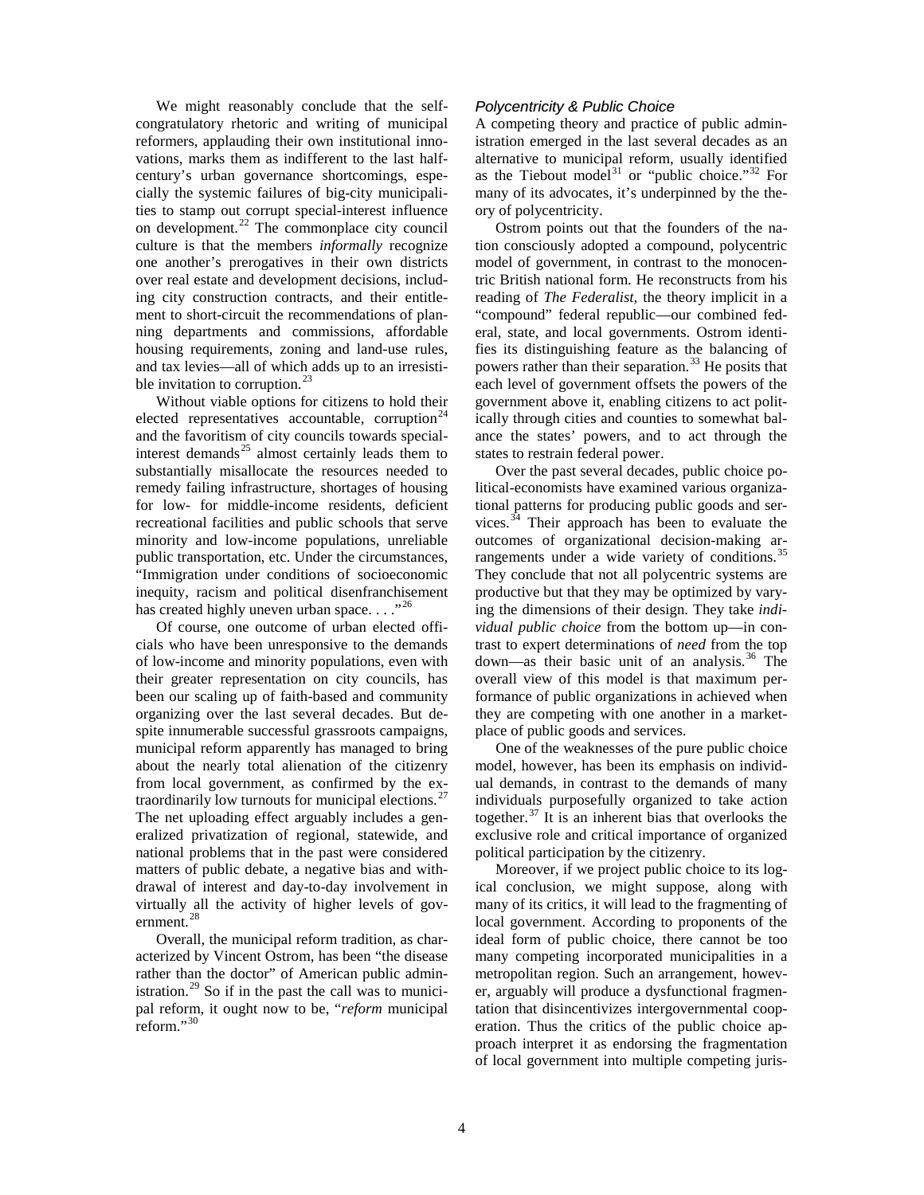We might reasonably conclude that the self-congratulatory rhetoric and writing of municipal reformers, applauding their own institutional innovations, marks them as indifferent to the last half-century's urban governance shortcomings, especially the systemic failures of big-city municipalities to stamp out corrupt special-interest influence on development.[22] The commonplace city council culture is that the members *informally* recognize one another's prerogatives in their own districts over real estate and development decisions, including city construction contracts, and their entitlement to short-circuit the recommendations of planning departments and commissions, affordable housing requirements, zoning and land-use rules, and tax levies—all of which adds up to an irresistible invitation to corruption.[23]

Without viable options for citizens to hold their elected representatives accountable, corruption[24] and the favoritism of city councils towards special-interest demands[25] almost certainly leads them to substantially misallocate the resources needed to remedy failing infrastructure, shortages of housing for low- for middle-income residents, deficient recreational facilities and public schools that serve minority and low-income populations, unreliable public transportation, etc. Under the circumstances, "Immigration under conditions of socioeconomic inequity, racism and political disenfranchisement has created highly uneven urban space. . . ."[26]

Of course, one outcome of urban elected officials who have been unresponsive to the demands of low-income and minority populations, even with their greater representation on city councils, has been our scaling up of faith-based and community organizing over the last several decades. But despite innumerable successful grassroots campaigns, municipal reform apparently has managed to bring about the nearly total alienation of the citizenry from local government, as confirmed by the extraordinarily low turnouts for municipal elections.[27] The net uploading effect arguably includes a generalized privatization of regional, statewide, and national problems that in the past were considered matters of public debate, a negative bias and withdrawal of interest and day-to-day involvement in virtually all the activity of higher levels of government.[28]

Overall, the municipal reform tradition, as characterized by Vincent Ostrom, has been "the disease rather than the doctor" of American public administration.[29] So if in the past the call was to municipal reform, it ought now to be, "*reform* municipal reform."[30]

### *Polycentricity & Public Choice*

A competing theory and practice of public administration emerged in the last several decades as an alternative to municipal reform, usually identified as the Tiebout model[31] or "public choice."[32] For many of its advocates, it's underpinned by the theory of polycentricity.

Ostrom points out that the founders of the nation consciously adopted a compound, polycentric model of government, in contrast to the monocentric British national form. He reconstructs from his reading of *The Federalist*, the theory implicit in a "compound" federal republic—our combined federal, state, and local governments. Ostrom identifies its distinguishing feature as the balancing of powers rather than their separation.[33] He posits that each level of government offsets the powers of the government above it, enabling citizens to act politically through cities and counties to somewhat balance the states' powers, and to act through the states to restrain federal power.

Over the past several decades, public choice political-economists have examined various organizational patterns for producing public goods and services.[34] Their approach has been to evaluate the outcomes of organizational decision-making arrangements under a wide variety of conditions.[35] They conclude that not all polycentric systems are productive but that they may be optimized by varying the dimensions of their design. They take *individual public choice* from the bottom up—in contrast to expert determinations of *need* from the top down—as their basic unit of an analysis.[36] The overall view of this model is that maximum performance of public organizations in achieved when they are competing with one another in a marketplace of public goods and services.

One of the weaknesses of the pure public choice model, however, has been its emphasis on individual demands, in contrast to the demands of many individuals purposefully organized to take action together.[37] It is an inherent bias that overlooks the exclusive role and critical importance of organized political participation by the citizenry.

Moreover, if we project public choice to its logical conclusion, we might suppose, along with many of its critics, it will lead to the fragmenting of local government. According to proponents of the ideal form of public choice, there cannot be too many competing incorporated municipalities in a metropolitan region. Such an arrangement, however, arguably will produce a dysfunctional fragmentation that disincentivizes intergovernmental cooperation. Thus the critics of the public choice approach interpret it as endorsing the fragmentation of local government into multiple competing juris-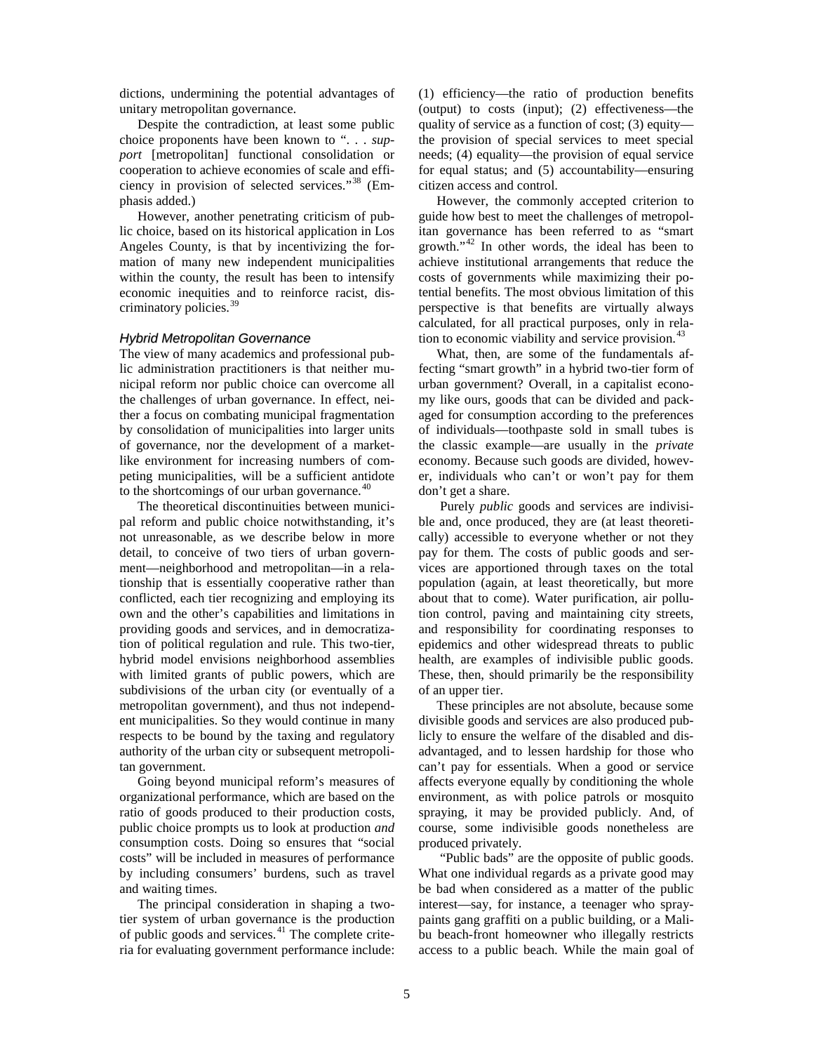dictions, undermining the potential advantages of unitary metropolitan governance.

Despite the contradiction, at least some public choice proponents have been known to ". . . *support* [metropolitan] functional consolidation or cooperation to achieve economies of scale and efficiency in provision of selected services."[38] (Emphasis added.)

However, another penetrating criticism of public choice, based on its historical application in Los Angeles County, is that by incentivizing the formation of many new independent municipalities within the county, the result has been to intensify economic inequities and to reinforce racist, discriminatory policies.[39]

### *Hybrid Metropolitan Governance*

The view of many academics and professional public administration practitioners is that neither municipal reform nor public choice can overcome all the challenges of urban governance. In effect, neither a focus on combating municipal fragmentation by consolidation of municipalities into larger units of governance, nor the development of a market-like environment for increasing numbers of competing municipalities, will be a sufficient antidote to the shortcomings of our urban governance.[40]

The theoretical discontinuities between municipal reform and public choice notwithstanding, it's not unreasonable, as we describe below in more detail, to conceive of two tiers of urban government—neighborhood and metropolitan—in a relationship that is essentially cooperative rather than conflicted, each tier recognizing and employing its own and the other's capabilities and limitations in providing goods and services, and in democratization of political regulation and rule. This two-tier, hybrid model envisions neighborhood assemblies with limited grants of public powers, which are subdivisions of the urban city (or eventually of a metropolitan government), and thus not independent municipalities. So they would continue in many respects to be bound by the taxing and regulatory authority of the urban city or subsequent metropolitan government.

Going beyond municipal reform's measures of organizational performance, which are based on the ratio of goods produced to their production costs, public choice prompts us to look at production *and* consumption costs. Doing so ensures that "social costs" will be included in measures of performance by including consumers' burdens, such as travel and waiting times.

The principal consideration in shaping a two-tier system of urban governance is the production of public goods and services.[41] The complete criteria for evaluating government performance include: (1) efficiency—the ratio of production benefits (output) to costs (input); (2) effectiveness—the quality of service as a function of cost; (3) equity—the provision of special services to meet special needs; (4) equality—the provision of equal service for equal status; and (5) accountability—ensuring citizen access and control.

However, the commonly accepted criterion to guide how best to meet the challenges of metropolitan governance has been referred to as "smart growth."[42] In other words, the ideal has been to achieve institutional arrangements that reduce the costs of governments while maximizing their potential benefits. The most obvious limitation of this perspective is that benefits are virtually always calculated, for all practical purposes, only in relation to economic viability and service provision.[43]

What, then, are some of the fundamentals affecting "smart growth" in a hybrid two-tier form of urban government? Overall, in a capitalist economy like ours, goods that can be divided and packaged for consumption according to the preferences of individuals—toothpaste sold in small tubes is the classic example—are usually in the *private* economy. Because such goods are divided, however, individuals who can't or won't pay for them don't get a share.

Purely *public* goods and services are indivisible and, once produced, they are (at least theoretically) accessible to everyone whether or not they pay for them. The costs of public goods and services are apportioned through taxes on the total population (again, at least theoretically, but more about that to come). Water purification, air pollution control, paving and maintaining city streets, and responsibility for coordinating responses to epidemics and other widespread threats to public health, are examples of indivisible public goods. These, then, should primarily be the responsibility of an upper tier.

These principles are not absolute, because some divisible goods and services are also produced publicly to ensure the welfare of the disabled and disadvantaged, and to lessen hardship for those who can't pay for essentials. When a good or service affects everyone equally by conditioning the whole environment, as with police patrols or mosquito spraying, it may be provided publicly. And, of course, some indivisible goods nonetheless are produced privately.

"Public bads" are the opposite of public goods. What one individual regards as a private good may be bad when considered as a matter of the public interest—say, for instance, a teenager who spray-paints gang graffiti on a public building, or a Malibu beach-front homeowner who illegally restricts access to a public beach. While the main goal of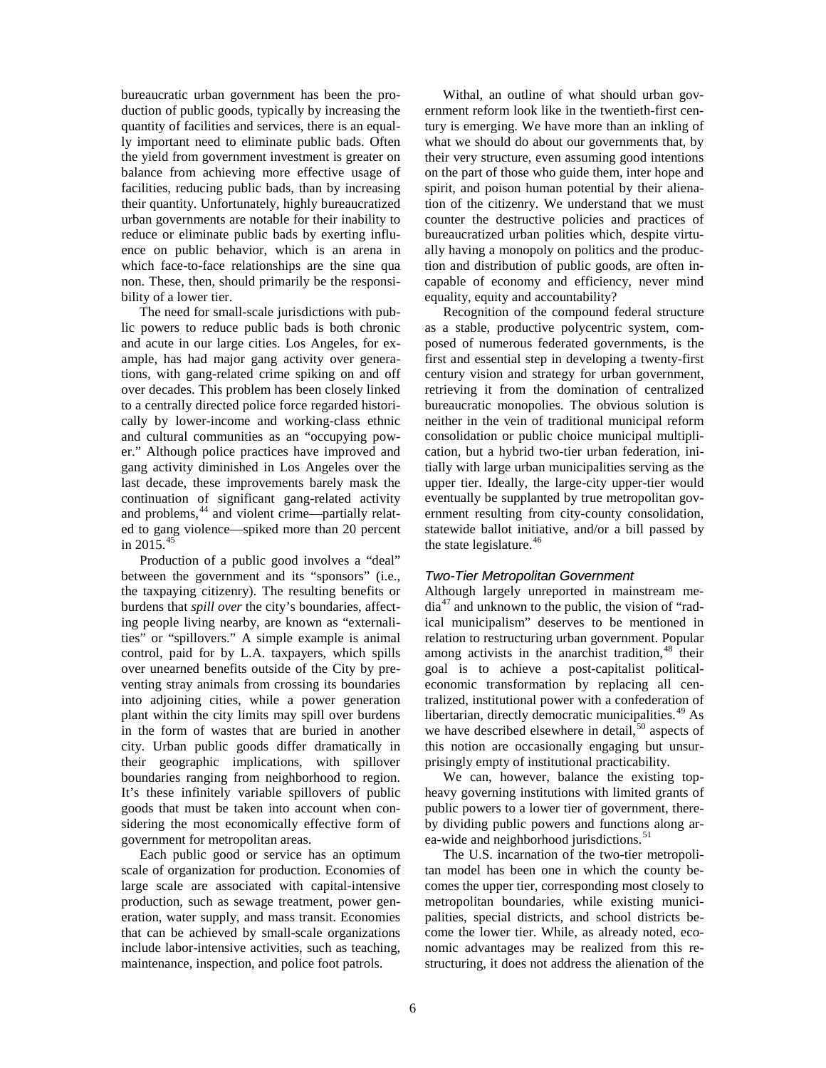bureaucratic urban government has been the production of public goods, typically by increasing the quantity of facilities and services, there is an equally important need to eliminate public bads. Often the yield from government investment is greater on balance from achieving more effective usage of facilities, reducing public bads, than by increasing their quantity. Unfortunately, highly bureaucratized urban governments are notable for their inability to reduce or eliminate public bads by exerting influence on public behavior, which is an arena in which face-to-face relationships are the sine qua non. These, then, should primarily be the responsibility of a lower tier.

The need for small-scale jurisdictions with public powers to reduce public bads is both chronic and acute in our large cities. Los Angeles, for example, has had major gang activity over generations, with gang-related crime spiking on and off over decades. This problem has been closely linked to a centrally directed police force regarded historically by lower-income and working-class ethnic and cultural communities as an "occupying power." Although police practices have improved and gang activity diminished in Los Angeles over the last decade, these improvements barely mask the continuation of significant gang-related activity and problems,[44] and violent crime—partially related to gang violence—spiked more than 20 percent in 2015.[45]

Production of a public good involves a "deal" between the government and its "sponsors" (i.e., the taxpaying citizenry). The resulting benefits or burdens that *spill over* the city's boundaries, affecting people living nearby, are known as "externalities" or "spillovers." A simple example is animal control, paid for by L.A. taxpayers, which spills over unearned benefits outside of the City by preventing stray animals from crossing its boundaries into adjoining cities, while a power generation plant within the city limits may spill over burdens in the form of wastes that are buried in another city. Urban public goods differ dramatically in their geographic implications, with spillover boundaries ranging from neighborhood to region. It's these infinitely variable spillovers of public goods that must be taken into account when considering the most economically effective form of government for metropolitan areas.

Each public good or service has an optimum scale of organization for production. Economies of large scale are associated with capital-intensive production, such as sewage treatment, power generation, water supply, and mass transit. Economies that can be achieved by small-scale organizations include labor-intensive activities, such as teaching, maintenance, inspection, and police foot patrols.

Withal, an outline of what should urban government reform look like in the twentieth-first century is emerging. We have more than an inkling of what we should do about our governments that, by their very structure, even assuming good intentions on the part of those who guide them, inter hope and spirit, and poison human potential by their alienation of the citizenry. We understand that we must counter the destructive policies and practices of bureaucratized urban polities which, despite virtually having a monopoly on politics and the production and distribution of public goods, are often incapable of economy and efficiency, never mind equality, equity and accountability?

Recognition of the compound federal structure as a stable, productive polycentric system, composed of numerous federated governments, is the first and essential step in developing a twenty-first century vision and strategy for urban government, retrieving it from the domination of centralized bureaucratic monopolies. The obvious solution is neither in the vein of traditional municipal reform consolidation or public choice municipal multiplication, but a hybrid two-tier urban federation, initially with large urban municipalities serving as the upper tier. Ideally, the large-city upper-tier would eventually be supplanted by true metropolitan government resulting from city-county consolidation, statewide ballot initiative, and/or a bill passed by the state legislature.[46]

### *Two-Tier Metropolitan Government*

Although largely unreported in mainstream media[47] and unknown to the public, the vision of "radical municipalism" deserves to be mentioned in relation to restructuring urban government. Popular among activists in the anarchist tradition,[48] their goal is to achieve a post-capitalist political-economic transformation by replacing all centralized, institutional power with a confederation of libertarian, directly democratic municipalities.[49] As we have described elsewhere in detail,[50] aspects of this notion are occasionally engaging but unsurprisingly empty of institutional practicability.

We can, however, balance the existing top-heavy governing institutions with limited grants of public powers to a lower tier of government, thereby dividing public powers and functions along area-wide and neighborhood jurisdictions.[51]

The U.S. incarnation of the two-tier metropolitan model has been one in which the county becomes the upper tier, corresponding most closely to metropolitan boundaries, while existing municipalities, special districts, and school districts become the lower tier. While, as already noted, economic advantages may be realized from this restructuring, it does not address the alienation of the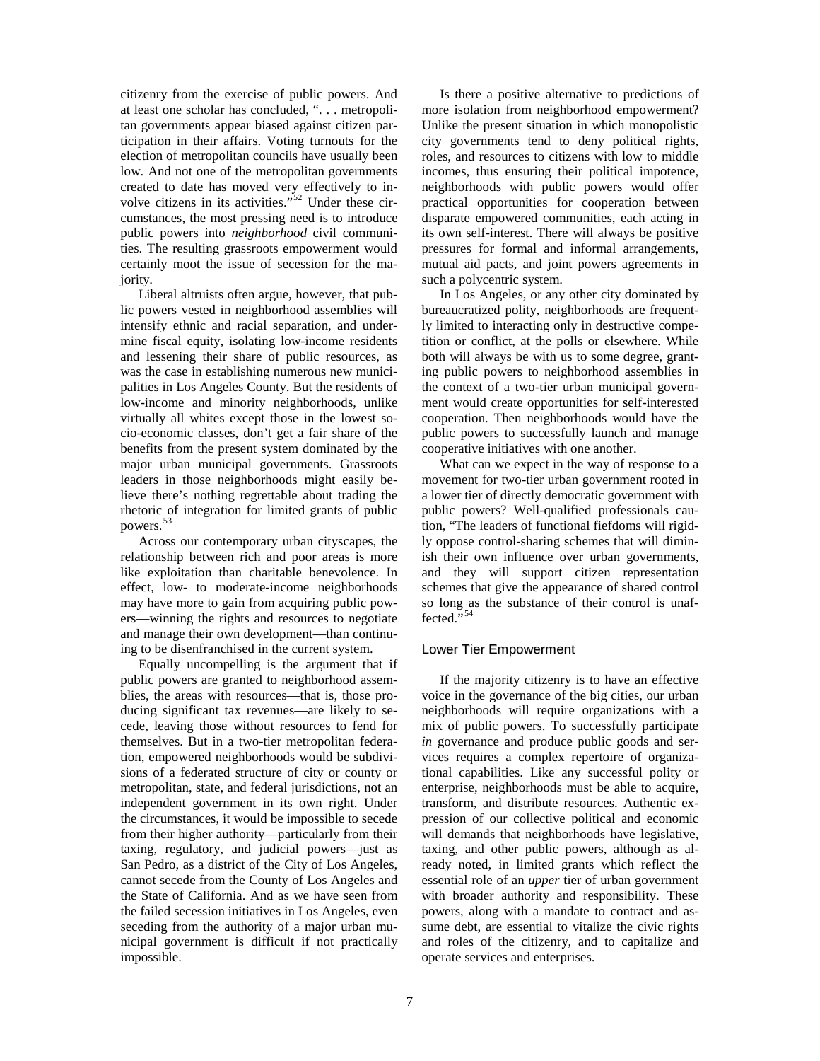citizenry from the exercise of public powers. And at least one scholar has concluded, ". . . metropolitan governments appear biased against citizen participation in their affairs. Voting turnouts for the election of metropolitan councils have usually been low. And not one of the metropolitan governments created to date has moved very effectively to involve citizens in its activities."[52] Under these circumstances, the most pressing need is to introduce public powers into *neighborhood* civil communities. The resulting grassroots empowerment would certainly moot the issue of secession for the majority.

Liberal altruists often argue, however, that public powers vested in neighborhood assemblies will intensify ethnic and racial separation, and undermine fiscal equity, isolating low-income residents and lessening their share of public resources, as was the case in establishing numerous new municipalities in Los Angeles County. But the residents of low-income and minority neighborhoods, unlike virtually all whites except those in the lowest socio-economic classes, don't get a fair share of the benefits from the present system dominated by the major urban municipal governments. Grassroots leaders in those neighborhoods might easily believe there's nothing regrettable about trading the rhetoric of integration for limited grants of public powers.[53]

Across our contemporary urban cityscapes, the relationship between rich and poor areas is more like exploitation than charitable benevolence. In effect, low- to moderate-income neighborhoods may have more to gain from acquiring public powers—winning the rights and resources to negotiate and manage their own development—than continuing to be disenfranchised in the current system.

Equally uncompelling is the argument that if public powers are granted to neighborhood assemblies, the areas with resources—that is, those producing significant tax revenues—are likely to secede, leaving those without resources to fend for themselves. But in a two-tier metropolitan federation, empowered neighborhoods would be subdivisions of a federated structure of city or county or metropolitan, state, and federal jurisdictions, not an independent government in its own right. Under the circumstances, it would be impossible to secede from their higher authority—particularly from their taxing, regulatory, and judicial powers—just as San Pedro, as a district of the City of Los Angeles, cannot secede from the County of Los Angeles and the State of California. And as we have seen from the failed secession initiatives in Los Angeles, even seceding from the authority of a major urban municipal government is difficult if not practically impossible.

Is there a positive alternative to predictions of more isolation from neighborhood empowerment? Unlike the present situation in which monopolistic city governments tend to deny political rights, roles, and resources to citizens with low to middle incomes, thus ensuring their political impotence, neighborhoods with public powers would offer practical opportunities for cooperation between disparate empowered communities, each acting in its own self-interest. There will always be positive pressures for formal and informal arrangements, mutual aid pacts, and joint powers agreements in such a polycentric system.

In Los Angeles, or any other city dominated by bureaucratized polity, neighborhoods are frequently limited to interacting only in destructive competition or conflict, at the polls or elsewhere. While both will always be with us to some degree, granting public powers to neighborhood assemblies in the context of a two-tier urban municipal government would create opportunities for self-interested cooperation. Then neighborhoods would have the public powers to successfully launch and manage cooperative initiatives with one another.

What can we expect in the way of response to a movement for two-tier urban government rooted in a lower tier of directly democratic government with public powers? Well-qualified professionals caution, "The leaders of functional fiefdoms will rigidly oppose control-sharing schemes that will diminish their own influence over urban governments, and they will support citizen representation schemes that give the appearance of shared control so long as the substance of their control is unaffected."[54]

## Lower Tier Empowerment

If the majority citizenry is to have an effective voice in the governance of the big cities, our urban neighborhoods will require organizations with a mix of public powers. To successfully participate *in* governance and produce public goods and services requires a complex repertoire of organizational capabilities. Like any successful polity or enterprise, neighborhoods must be able to acquire, transform, and distribute resources. Authentic expression of our collective political and economic will demands that neighborhoods have legislative, taxing, and other public powers, although as already noted, in limited grants which reflect the essential role of an *upper* tier of urban government with broader authority and responsibility. These powers, along with a mandate to contract and assume debt, are essential to vitalize the civic rights and roles of the citizenry, and to capitalize and operate services and enterprises.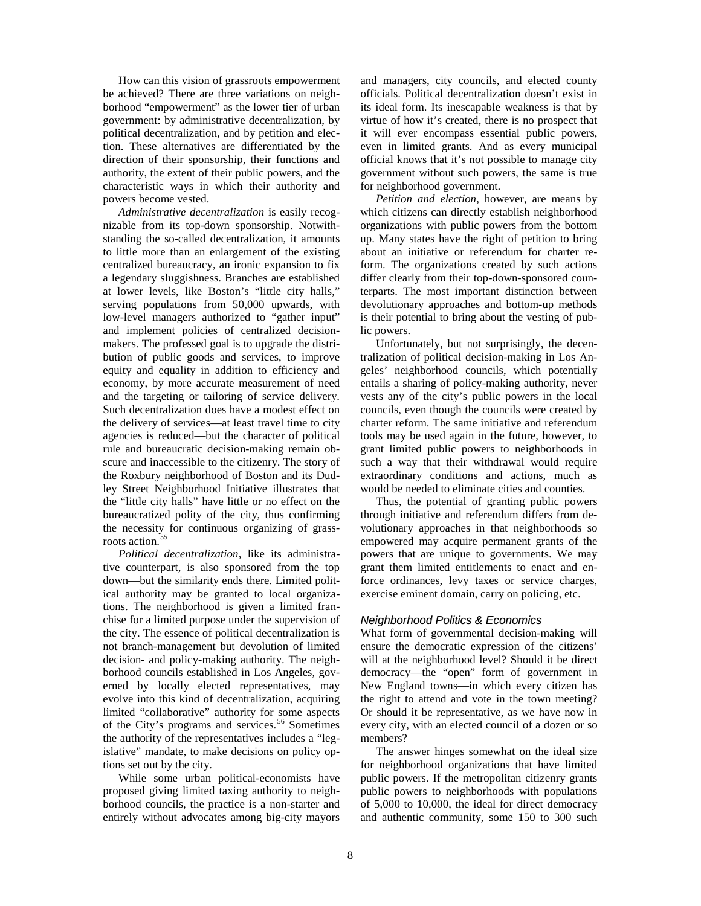How can this vision of grassroots empowerment be achieved? There are three variations on neighborhood "empowerment" as the lower tier of urban government: by administrative decentralization, by political decentralization, and by petition and election. These alternatives are differentiated by the direction of their sponsorship, their functions and authority, the extent of their public powers, and the characteristic ways in which their authority and powers become vested.

*Administrative decentralization* is easily recognizable from its top-down sponsorship. Notwithstanding the so-called decentralization, it amounts to little more than an enlargement of the existing centralized bureaucracy, an ironic expansion to fix a legendary sluggishness. Branches are established at lower levels, like Boston's "little city halls," serving populations from 50,000 upwards, with low-level managers authorized to "gather input" and implement policies of centralized decision-makers. The professed goal is to upgrade the distribution of public goods and services, to improve equity and equality in addition to efficiency and economy, by more accurate measurement of need and the targeting or tailoring of service delivery. Such decentralization does have a modest effect on the delivery of services—at least travel time to city agencies is reduced—but the character of political rule and bureaucratic decision-making remain obscure and inaccessible to the citizenry. The story of the Roxbury neighborhood of Boston and its Dudley Street Neighborhood Initiative illustrates that the "little city halls" have little or no effect on the bureaucratized polity of the city, thus confirming the necessity for continuous organizing of grassroots action.[55]

*Political decentralization*, like its administrative counterpart, is also sponsored from the top down—but the similarity ends there. Limited political authority may be granted to local organizations. The neighborhood is given a limited franchise for a limited purpose under the supervision of the city. The essence of political decentralization is not branch-management but devolution of limited decision- and policy-making authority. The neighborhood councils established in Los Angeles, governed by locally elected representatives, may evolve into this kind of decentralization, acquiring limited "collaborative" authority for some aspects of the City's programs and services.[56] Sometimes the authority of the representatives includes a "legislative" mandate, to make decisions on policy options set out by the city.

While some urban political-economists have proposed giving limited taxing authority to neighborhood councils, the practice is a non-starter and entirely without advocates among big-city mayors and managers, city councils, and elected county officials. Political decentralization doesn't exist in its ideal form. Its inescapable weakness is that by virtue of how it's created, there is no prospect that it will ever encompass essential public powers, even in limited grants. And as every municipal official knows that it's not possible to manage city government without such powers, the same is true for neighborhood government.

*Petition and election*, however, are means by which citizens can directly establish neighborhood organizations with public powers from the bottom up. Many states have the right of petition to bring about an initiative or referendum for charter reform. The organizations created by such actions differ clearly from their top-down-sponsored counterparts. The most important distinction between devolutionary approaches and bottom-up methods is their potential to bring about the vesting of public powers.

Unfortunately, but not surprisingly, the decentralization of political decision-making in Los Angeles' neighborhood councils, which potentially entails a sharing of policy-making authority, never vests any of the city's public powers in the local councils, even though the councils were created by charter reform. The same initiative and referendum tools may be used again in the future, however, to grant limited public powers to neighborhoods in such a way that their withdrawal would require extraordinary conditions and actions, much as would be needed to eliminate cities and counties.

Thus, the potential of granting public powers through initiative and referendum differs from devolutionary approaches in that neighborhoods so empowered may acquire permanent grants of the powers that are unique to governments. We may grant them limited entitlements to enact and enforce ordinances, levy taxes or service charges, exercise eminent domain, carry on policing, etc.

### *Neighborhood Politics & Economics*

What form of governmental decision-making will ensure the democratic expression of the citizens' will at the neighborhood level? Should it be direct democracy—the "open" form of government in New England towns—in which every citizen has the right to attend and vote in the town meeting? Or should it be representative, as we have now in every city, with an elected council of a dozen or so members?

The answer hinges somewhat on the ideal size for neighborhood organizations that have limited public powers. If the metropolitan citizenry grants public powers to neighborhoods with populations of 5,000 to 10,000, the ideal for direct democracy and authentic community, some 150 to 300 such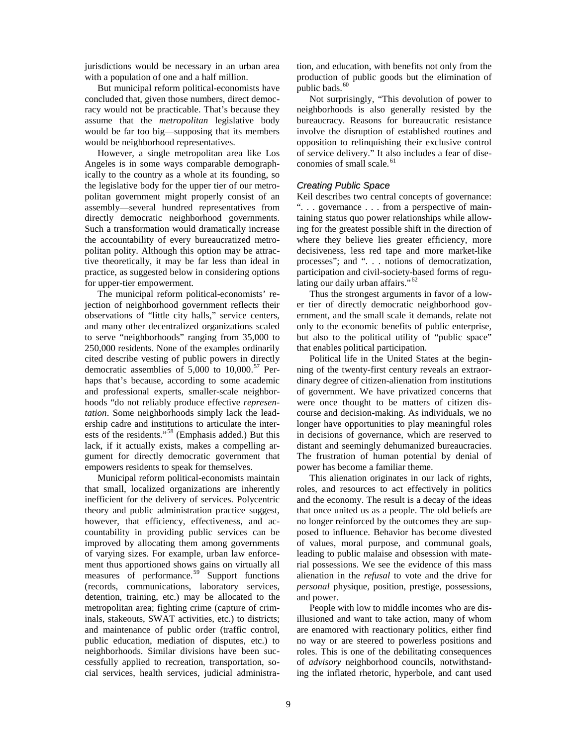jurisdictions would be necessary in an urban area with a population of one and a half million.

But municipal reform political-economists have concluded that, given those numbers, direct democracy would not be practicable. That's because they assume that the *metropolitan* legislative body would be far too big—supposing that its members would be neighborhood representatives.

However, a single metropolitan area like Los Angeles is in some ways comparable demographically to the country as a whole at its founding, so the legislative body for the upper tier of our metropolitan government might properly consist of an assembly—several hundred representatives from directly democratic neighborhood governments. Such a transformation would dramatically increase the accountability of every bureaucratized metropolitan polity. Although this option may be attractive theoretically, it may be far less than ideal in practice, as suggested below in considering options for upper-tier empowerment.

The municipal reform political-economists' rejection of neighborhood government reflects their observations of "little city halls," service centers, and many other decentralized organizations scaled to serve "neighborhoods" ranging from 35,000 to 250,000 residents. None of the examples ordinarily cited describe vesting of public powers in directly democratic assemblies of 5,000 to 10,000.[57] Perhaps that's because, according to some academic and professional experts, smaller-scale neighborhoods "do not reliably produce effective *representation*. Some neighborhoods simply lack the leadership cadre and institutions to articulate the interests of the residents."[58] (Emphasis added.) But this lack, if it actually exists, makes a compelling argument for directly democratic government that empowers residents to speak for themselves.

Municipal reform political-economists maintain that small, localized organizations are inherently inefficient for the delivery of services. Polycentric theory and public administration practice suggest, however, that efficiency, effectiveness, and accountability in providing public services can be improved by allocating them among governments of varying sizes. For example, urban law enforcement thus apportioned shows gains on virtually all measures of performance.[59] Support functions (records, communications, laboratory services, detention, training, etc.) may be allocated to the metropolitan area; fighting crime (capture of criminals, stakeouts, SWAT activities, etc.) to districts; and maintenance of public order (traffic control, public education, mediation of disputes, etc.) to neighborhoods. Similar divisions have been successfully applied to recreation, transportation, social services, health services, judicial administration, and education, with benefits not only from the production of public goods but the elimination of public bads.[60]

Not surprisingly, "This devolution of power to neighborhoods is also generally resisted by the bureaucracy. Reasons for bureaucratic resistance involve the disruption of established routines and opposition to relinquishing their exclusive control of service delivery." It also includes a fear of diseconomies of small scale.[61]

### *Creating Public Space*

Keil describes two central concepts of governance: ". . . governance . . . from a perspective of maintaining status quo power relationships while allowing for the greatest possible shift in the direction of where they believe lies greater efficiency, more decisiveness, less red tape and more market-like processes"; and ". . . notions of democratization, participation and civil-society-based forms of regulating our daily urban affairs."[62]

Thus the strongest arguments in favor of a lower tier of directly democratic neighborhood government, and the small scale it demands, relate not only to the economic benefits of public enterprise, but also to the political utility of "public space" that enables political participation.

Political life in the United States at the beginning of the twenty-first century reveals an extraordinary degree of citizen-alienation from institutions of government. We have privatized concerns that were once thought to be matters of citizen discourse and decision-making. As individuals, we no longer have opportunities to play meaningful roles in decisions of governance, which are reserved to distant and seemingly dehumanized bureaucracies. The frustration of human potential by denial of power has become a familiar theme.

This alienation originates in our lack of rights, roles, and resources to act effectively in politics and the economy. The result is a decay of the ideas that once united us as a people. The old beliefs are no longer reinforced by the outcomes they are supposed to influence. Behavior has become divested of values, moral purpose, and communal goals, leading to public malaise and obsession with material possessions. We see the evidence of this mass alienation in the *refusal* to vote and the drive for *personal* physique, position, prestige, possessions, and power.

People with low to middle incomes who are disillusioned and want to take action, many of whom are enamored with reactionary politics, either find no way or are steered to powerless positions and roles. This is one of the debilitating consequences of *advisory* neighborhood councils, notwithstanding the inflated rhetoric, hyperbole, and cant used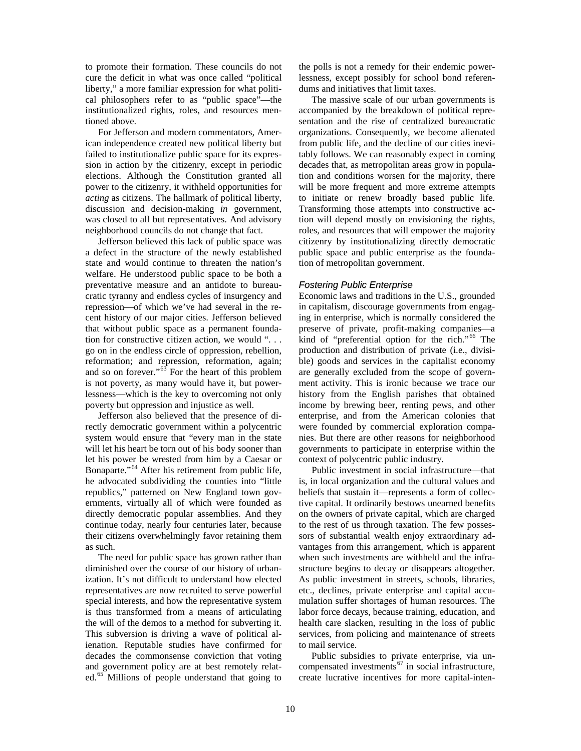to promote their formation. These councils do not cure the deficit in what was once called "political liberty," a more familiar expression for what political philosophers refer to as "public space"—the institutionalized rights, roles, and resources mentioned above.

For Jefferson and modern commentators, American independence created new political liberty but failed to institutionalize public space for its expression in action by the citizenry, except in periodic elections. Although the Constitution granted all power to the citizenry, it withheld opportunities for *acting* as citizens. The hallmark of political liberty, discussion and decision-making *in* government, was closed to all but representatives. And advisory neighborhood councils do not change that fact.

Jefferson believed this lack of public space was a defect in the structure of the newly established state and would continue to threaten the nation's welfare. He understood public space to be both a preventative measure and an antidote to bureaucratic tyranny and endless cycles of insurgency and repression—of which we've had several in the recent history of our major cities. Jefferson believed that without public space as a permanent foundation for constructive citizen action, we would ". . . go on in the endless circle of oppression, rebellion, reformation; and repression, reformation, again; and so on forever."[63] For the heart of this problem is not poverty, as many would have it, but powerlessness—which is the key to overcoming not only poverty but oppression and injustice as well.

Jefferson also believed that the presence of directly democratic government within a polycentric system would ensure that "every man in the state will let his heart be torn out of his body sooner than let his power be wrested from him by a Caesar or Bonaparte."[64] After his retirement from public life, he advocated subdividing the counties into "little republics," patterned on New England town governments, virtually all of which were founded as directly democratic popular assemblies. And they continue today, nearly four centuries later, because their citizens overwhelmingly favor retaining them as such.

The need for public space has grown rather than diminished over the course of our history of urbanization. It's not difficult to understand how elected representatives are now recruited to serve powerful special interests, and how the representative system is thus transformed from a means of articulating the will of the demos to a method for subverting it. This subversion is driving a wave of political alienation. Reputable studies have confirmed for decades the commonsense conviction that voting and government policy are at best remotely related.[65] Millions of people understand that going to the polls is not a remedy for their endemic powerlessness, except possibly for school bond referendums and initiatives that limit taxes.

The massive scale of our urban governments is accompanied by the breakdown of political representation and the rise of centralized bureaucratic organizations. Consequently, we become alienated from public life, and the decline of our cities inevitably follows. We can reasonably expect in coming decades that, as metropolitan areas grow in population and conditions worsen for the majority, there will be more frequent and more extreme attempts to initiate or renew broadly based public life. Transforming those attempts into constructive action will depend mostly on envisioning the rights, roles, and resources that will empower the majority citizenry by institutionalizing directly democratic public space and public enterprise as the foundation of metropolitan government.

### *Fostering Public Enterprise*

Economic laws and traditions in the U.S., grounded in capitalism, discourage governments from engaging in enterprise, which is normally considered the preserve of private, profit-making companies—a kind of "preferential option for the rich."[66] The production and distribution of private (i.e., divisible) goods and services in the capitalist economy are generally excluded from the scope of government activity. This is ironic because we trace our history from the English parishes that obtained income by brewing beer, renting pews, and other enterprise, and from the American colonies that were founded by commercial exploration companies. But there are other reasons for neighborhood governments to participate in enterprise within the context of polycentric public industry.

Public investment in social infrastructure—that is, in local organization and the cultural values and beliefs that sustain it—represents a form of collective capital. It ordinarily bestows unearned benefits on the owners of private capital, which are charged to the rest of us through taxation. The few possessors of substantial wealth enjoy extraordinary advantages from this arrangement, which is apparent when such investments are withheld and the infrastructure begins to decay or disappears altogether. As public investment in streets, schools, libraries, etc., declines, private enterprise and capital accumulation suffer shortages of human resources. The labor force decays, because training, education, and health care slacken, resulting in the loss of public services, from policing and maintenance of streets to mail service.

Public subsidies to private enterprise, via uncompensated investments[67] in social infrastructure, create lucrative incentives for more capital-inten-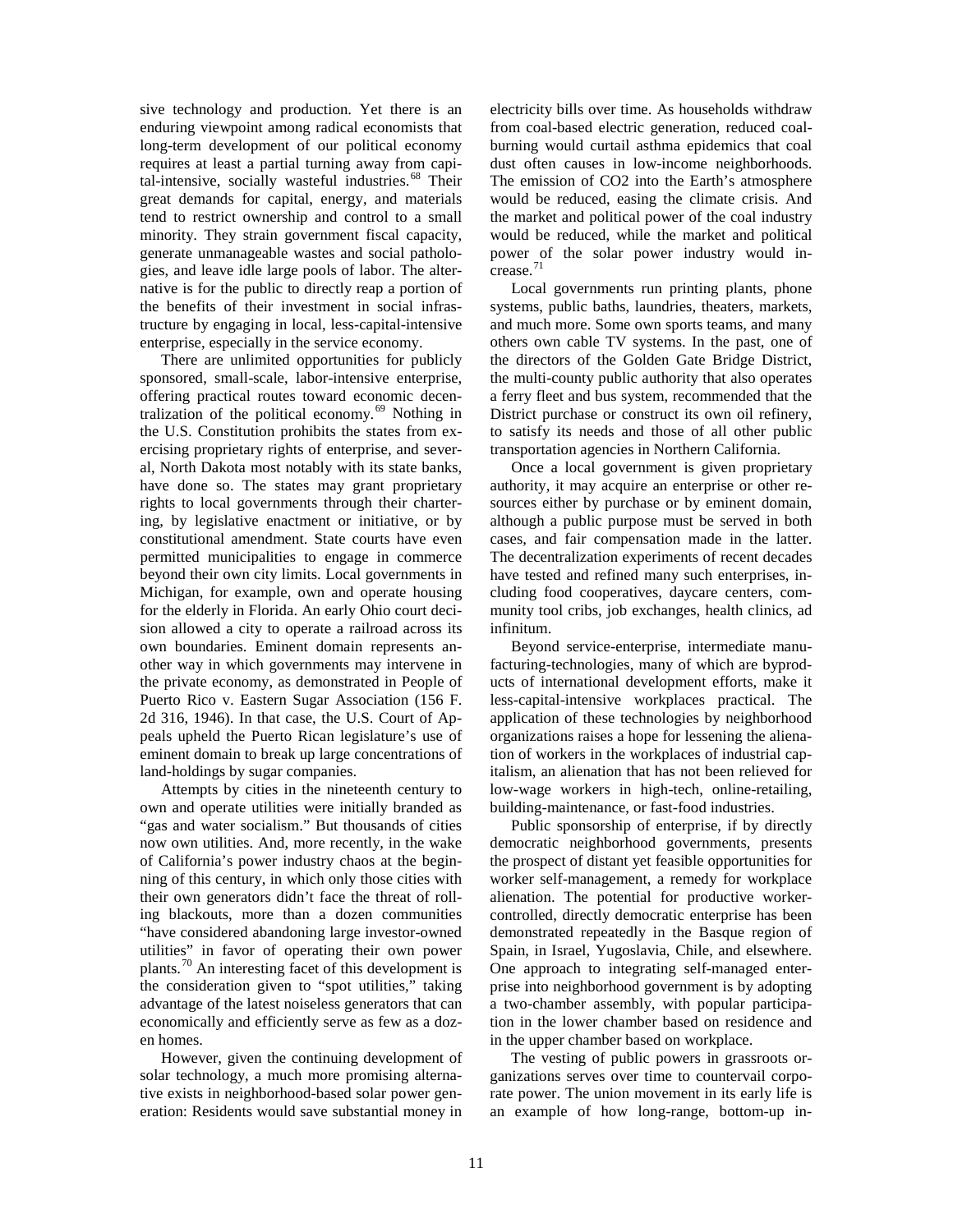sive technology and production. Yet there is an enduring viewpoint among radical economists that long-term development of our political economy requires at least a partial turning away from capital-intensive, socially wasteful industries.[68] Their great demands for capital, energy, and materials tend to restrict ownership and control to a small minority. They strain government fiscal capacity, generate unmanageable wastes and social pathologies, and leave idle large pools of labor. The alternative is for the public to directly reap a portion of the benefits of their investment in social infrastructure by engaging in local, less-capital-intensive enterprise, especially in the service economy.

There are unlimited opportunities for publicly sponsored, small-scale, labor-intensive enterprise, offering practical routes toward economic decentralization of the political economy.[69] Nothing in the U.S. Constitution prohibits the states from exercising proprietary rights of enterprise, and several, North Dakota most notably with its state banks, have done so. The states may grant proprietary rights to local governments through their chartering, by legislative enactment or initiative, or by constitutional amendment. State courts have even permitted municipalities to engage in commerce beyond their own city limits. Local governments in Michigan, for example, own and operate housing for the elderly in Florida. An early Ohio court decision allowed a city to operate a railroad across its own boundaries. Eminent domain represents another way in which governments may intervene in the private economy, as demonstrated in People of Puerto Rico v. Eastern Sugar Association (156 F. 2d 316, 1946). In that case, the U.S. Court of Appeals upheld the Puerto Rican legislature's use of eminent domain to break up large concentrations of land-holdings by sugar companies.

Attempts by cities in the nineteenth century to own and operate utilities were initially branded as "gas and water socialism." But thousands of cities now own utilities. And, more recently, in the wake of California's power industry chaos at the beginning of this century, in which only those cities with their own generators didn't face the threat of rolling blackouts, more than a dozen communities "have considered abandoning large investor-owned utilities" in favor of operating their own power plants.[70] An interesting facet of this development is the consideration given to "spot utilities," taking advantage of the latest noiseless generators that can economically and efficiently serve as few as a dozen homes.

However, given the continuing development of solar technology, a much more promising alternative exists in neighborhood-based solar power generation: Residents would save substantial money in electricity bills over time. As households withdraw from coal-based electric generation, reduced coal-burning would curtail asthma epidemics that coal dust often causes in low-income neighborhoods. The emission of $CO_2$ into the Earth's atmosphere would be reduced, easing the climate crisis. And the market and political power of the coal industry would be reduced, while the market and political power of the solar power industry would increase.[71]

Local governments run printing plants, phone systems, public baths, laundries, theaters, markets, and much more. Some own sports teams, and many others own cable TV systems. In the past, one of the directors of the Golden Gate Bridge District, the multi-county public authority that also operates a ferry fleet and bus system, recommended that the District purchase or construct its own oil refinery, to satisfy its needs and those of all other public transportation agencies in Northern California.

Once a local government is given proprietary authority, it may acquire an enterprise or other resources either by purchase or by eminent domain, although a public purpose must be served in both cases, and fair compensation made in the latter. The decentralization experiments of recent decades have tested and refined many such enterprises, including food cooperatives, daycare centers, community tool cribs, job exchanges, health clinics, ad infinitum.

Beyond service-enterprise, intermediate manufacturing-technologies, many of which are byproducts of international development efforts, make it less-capital-intensive workplaces practical. The application of these technologies by neighborhood organizations raises a hope for lessening the alienation of workers in the workplaces of industrial capitalism, an alienation that has not been relieved for low-wage workers in high-tech, online-retailing, building-maintenance, or fast-food industries.

Public sponsorship of enterprise, if by directly democratic neighborhood governments, presents the prospect of distant yet feasible opportunities for worker self-management, a remedy for workplace alienation. The potential for productive worker-controlled, directly democratic enterprise has been demonstrated repeatedly in the Basque region of Spain, in Israel, Yugoslavia, Chile, and elsewhere. One approach to integrating self-managed enterprise into neighborhood government is by adopting a two-chamber assembly, with popular participation in the lower chamber based on residence and in the upper chamber based on workplace.

The vesting of public powers in grassroots organizations serves over time to countervail corporate power. The union movement in its early life is an example of how long-range, bottom-up in-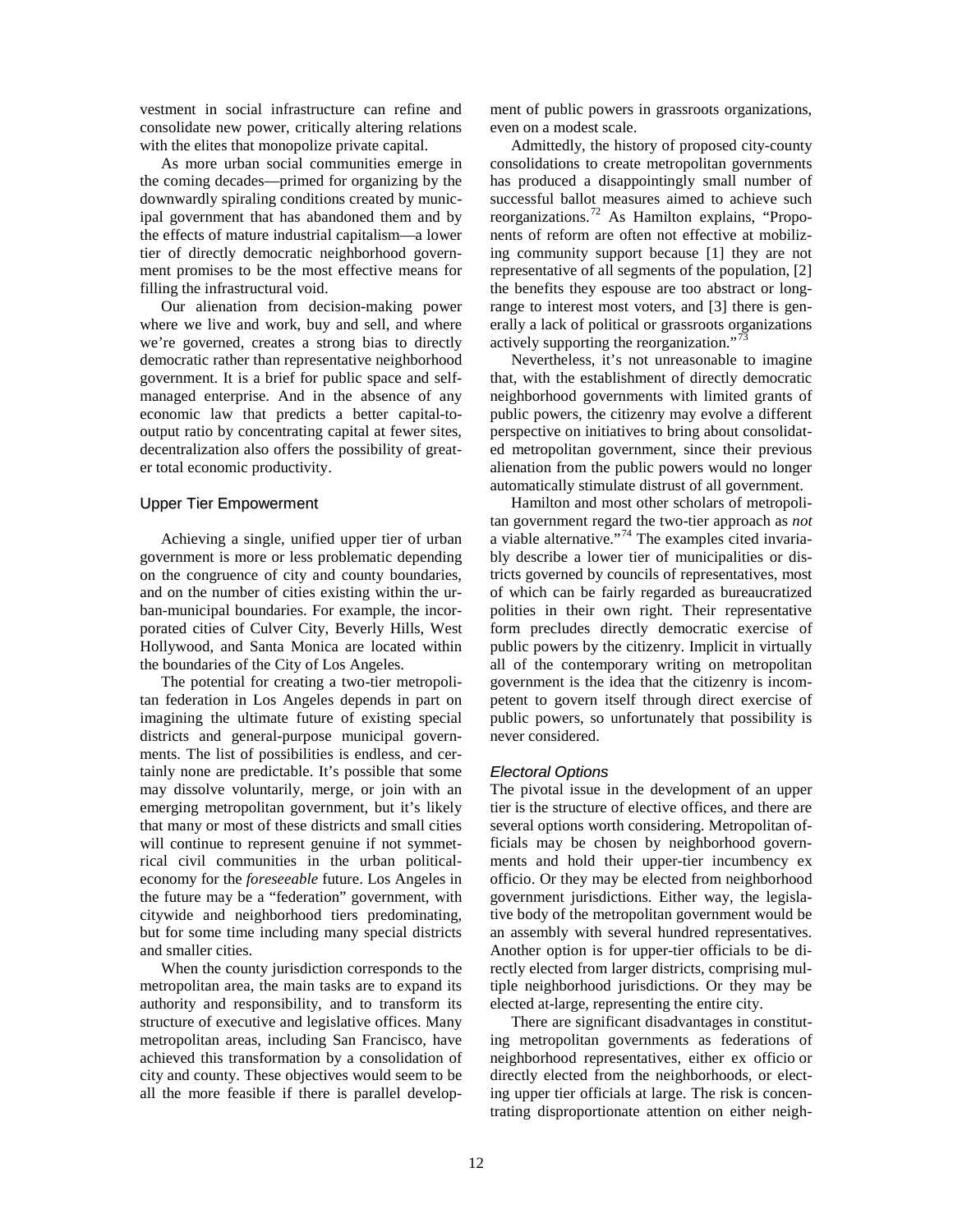vestment in social infrastructure can refine and consolidate new power, critically altering relations with the elites that monopolize private capital.

As more urban social communities emerge in the coming decades—primed for organizing by the downwardly spiraling conditions created by municipal government that has abandoned them and by the effects of mature industrial capitalism—a lower tier of directly democratic neighborhood government promises to be the most effective means for filling the infrastructural void.

Our alienation from decision-making power where we live and work, buy and sell, and where we're governed, creates a strong bias to directly democratic rather than representative neighborhood government. It is a brief for public space and self-managed enterprise. And in the absence of any economic law that predicts a better capital-to-output ratio by concentrating capital at fewer sites, decentralization also offers the possibility of greater total economic productivity.

## Upper Tier Empowerment

Achieving a single, unified upper tier of urban government is more or less problematic depending on the congruence of city and county boundaries, and on the number of cities existing within the urban-municipal boundaries. For example, the incorporated cities of Culver City, Beverly Hills, West Hollywood, and Santa Monica are located within the boundaries of the City of Los Angeles.

The potential for creating a two-tier metropolitan federation in Los Angeles depends in part on imagining the ultimate future of existing special districts and general-purpose municipal governments. The list of possibilities is endless, and certainly none are predictable. It's possible that some may dissolve voluntarily, merge, or join with an emerging metropolitan government, but it's likely that many or most of these districts and small cities will continue to represent genuine if not symmetrical civil communities in the urban political-economy for the *foreseeable* future. Los Angeles in the future may be a "federation" government, with citywide and neighborhood tiers predominating, but for some time including many special districts and smaller cities.

When the county jurisdiction corresponds to the metropolitan area, the main tasks are to expand its authority and responsibility, and to transform its structure of executive and legislative offices. Many metropolitan areas, including San Francisco, have achieved this transformation by a consolidation of city and county. These objectives would seem to be all the more feasible if there is parallel development of public powers in grassroots organizations, even on a modest scale.

Admittedly, the history of proposed city-county consolidations to create metropolitan governments has produced a disappointingly small number of successful ballot measures aimed to achieve such reorganizations.[72] As Hamilton explains, "Proponents of reform are often not effective at mobilizing community support because [1] they are not representative of all segments of the population, [2] the benefits they espouse are too abstract or long-range to interest most voters, and [3] there is generally a lack of political or grassroots organizations actively supporting the reorganization."[73]

Nevertheless, it's not unreasonable to imagine that, with the establishment of directly democratic neighborhood governments with limited grants of public powers, the citizenry may evolve a different perspective on initiatives to bring about consolidated metropolitan government, since their previous alienation from the public powers would no longer automatically stimulate distrust of all government.

Hamilton and most other scholars of metropolitan government regard the two-tier approach as *not* a viable alternative."[74] The examples cited invariably describe a lower tier of municipalities or districts governed by councils of representatives, most of which can be fairly regarded as bureaucratized polities in their own right. Their representative form precludes directly democratic exercise of public powers by the citizenry. Implicit in virtually all of the contemporary writing on metropolitan government is the idea that the citizenry is incompetent to govern itself through direct exercise of public powers, so unfortunately that possibility is never considered.

### *Electoral Options*

The pivotal issue in the development of an upper tier is the structure of elective offices, and there are several options worth considering. Metropolitan officials may be chosen by neighborhood governments and hold their upper-tier incumbency ex officio. Or they may be elected from neighborhood government jurisdictions. Either way, the legislative body of the metropolitan government would be an assembly with several hundred representatives. Another option is for upper-tier officials to be directly elected from larger districts, comprising multiple neighborhood jurisdictions. Or they may be elected at-large, representing the entire city.

There are significant disadvantages in constituting metropolitan governments as federations of neighborhood representatives, either ex officio or directly elected from the neighborhoods, or electing upper tier officials at large. The risk is concentrating disproportionate attention on either neigh-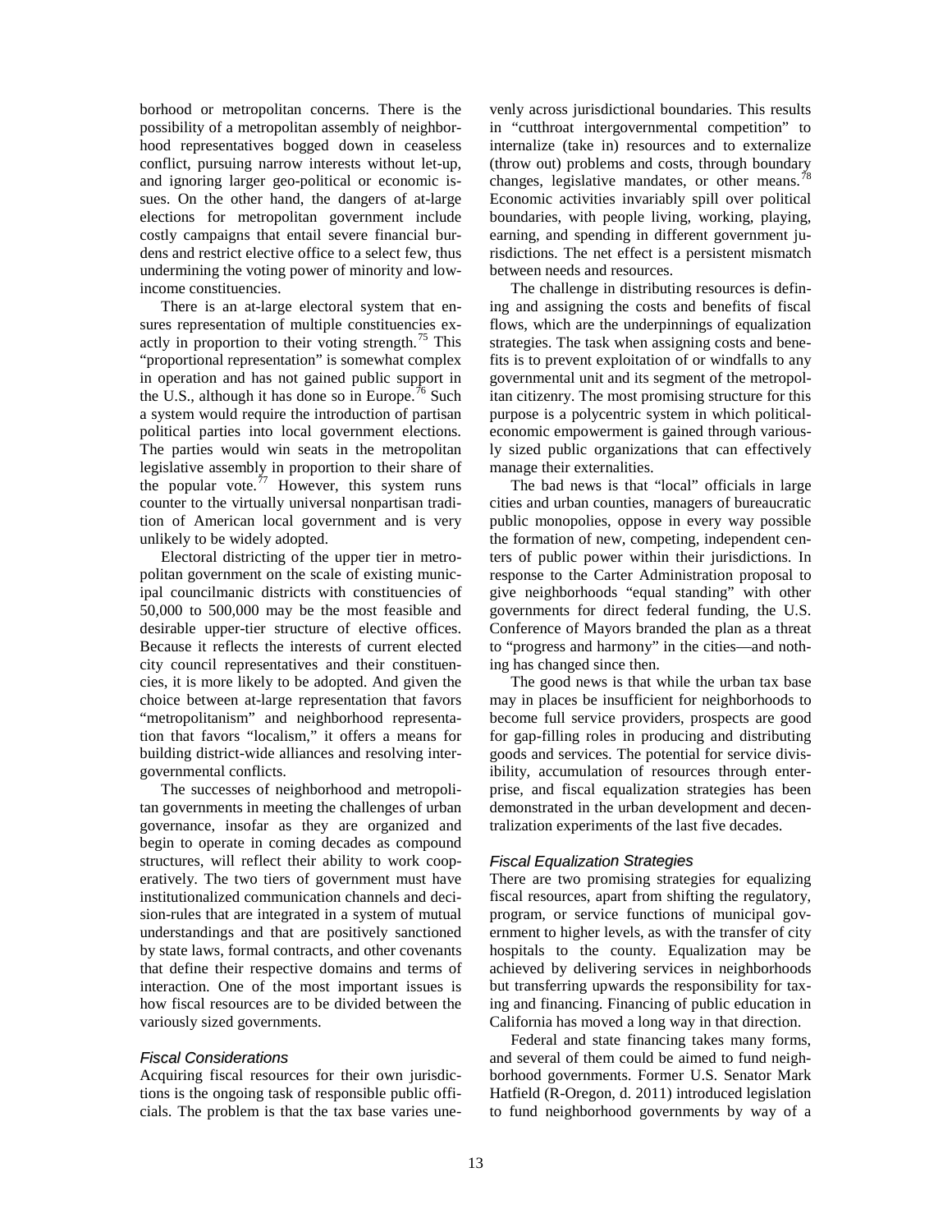borhood or metropolitan concerns. There is the possibility of a metropolitan assembly of neighborhood representatives bogged down in ceaseless conflict, pursuing narrow interests without let-up, and ignoring larger geo-political or economic issues. On the other hand, the dangers of at-large elections for metropolitan government include costly campaigns that entail severe financial burdens and restrict elective office to a select few, thus undermining the voting power of minority and low-income constituencies.

There is an at-large electoral system that ensures representation of multiple constituencies exactly in proportion to their voting strength.[75] This "proportional representation" is somewhat complex in operation and has not gained public support in the U.S., although it has done so in Europe.[76] Such a system would require the introduction of partisan political parties into local government elections. The parties would win seats in the metropolitan legislative assembly in proportion to their share of the popular vote.[77] However, this system runs counter to the virtually universal nonpartisan tradition of American local government and is very unlikely to be widely adopted.

Electoral districting of the upper tier in metropolitan government on the scale of existing municipal councilmanic districts with constituencies of 50,000 to 500,000 may be the most feasible and desirable upper-tier structure of elective offices. Because it reflects the interests of current elected city council representatives and their constituencies, it is more likely to be adopted. And given the choice between at-large representation that favors "metropolitanism" and neighborhood representation that favors "localism," it offers a means for building district-wide alliances and resolving intergovernmental conflicts.

The successes of neighborhood and metropolitan governments in meeting the challenges of urban governance, insofar as they are organized and begin to operate in coming decades as compound structures, will reflect their ability to work cooperatively. The two tiers of government must have institutionalized communication channels and decision-rules that are integrated in a system of mutual understandings and that are positively sanctioned by state laws, formal contracts, and other covenants that define their respective domains and terms of interaction. One of the most important issues is how fiscal resources are to be divided between the variously sized governments.

### *Fiscal Considerations*

Acquiring fiscal resources for their own jurisdictions is the ongoing task of responsible public officials. The problem is that the tax base varies unevenly across jurisdictional boundaries. This results in "cutthroat intergovernmental competition" to internalize (take in) resources and to externalize (throw out) problems and costs, through boundary changes, legislative mandates, or other means.[78] Economic activities invariably spill over political boundaries, with people living, working, playing, earning, and spending in different government jurisdictions. The net effect is a persistent mismatch between needs and resources.

The challenge in distributing resources is defining and assigning the costs and benefits of fiscal flows, which are the underpinnings of equalization strategies. The task when assigning costs and benefits is to prevent exploitation of or windfalls to any governmental unit and its segment of the metropolitan citizenry. The most promising structure for this purpose is a polycentric system in which political-economic empowerment is gained through variously sized public organizations that can effectively manage their externalities.

The bad news is that "local" officials in large cities and urban counties, managers of bureaucratic public monopolies, oppose in every way possible the formation of new, competing, independent centers of public power within their jurisdictions. In response to the Carter Administration proposal to give neighborhoods "equal standing" with other governments for direct federal funding, the U.S. Conference of Mayors branded the plan as a threat to "progress and harmony" in the cities—and nothing has changed since then.

The good news is that while the urban tax base may in places be insufficient for neighborhoods to become full service providers, prospects are good for gap-filling roles in producing and distributing goods and services. The potential for service divisibility, accumulation of resources through enterprise, and fiscal equalization strategies has been demonstrated in the urban development and decentralization experiments of the last five decades.

### *Fiscal Equalization Strategies*

There are two promising strategies for equalizing fiscal resources, apart from shifting the regulatory, program, or service functions of municipal government to higher levels, as with the transfer of city hospitals to the county. Equalization may be achieved by delivering services in neighborhoods but transferring upwards the responsibility for taxing and financing. Financing of public education in California has moved a long way in that direction.

Federal and state financing takes many forms, and several of them could be aimed to fund neighborhood governments. Former U.S. Senator Mark Hatfield (R-Oregon, d. 2011) introduced legislation to fund neighborhood governments by way of a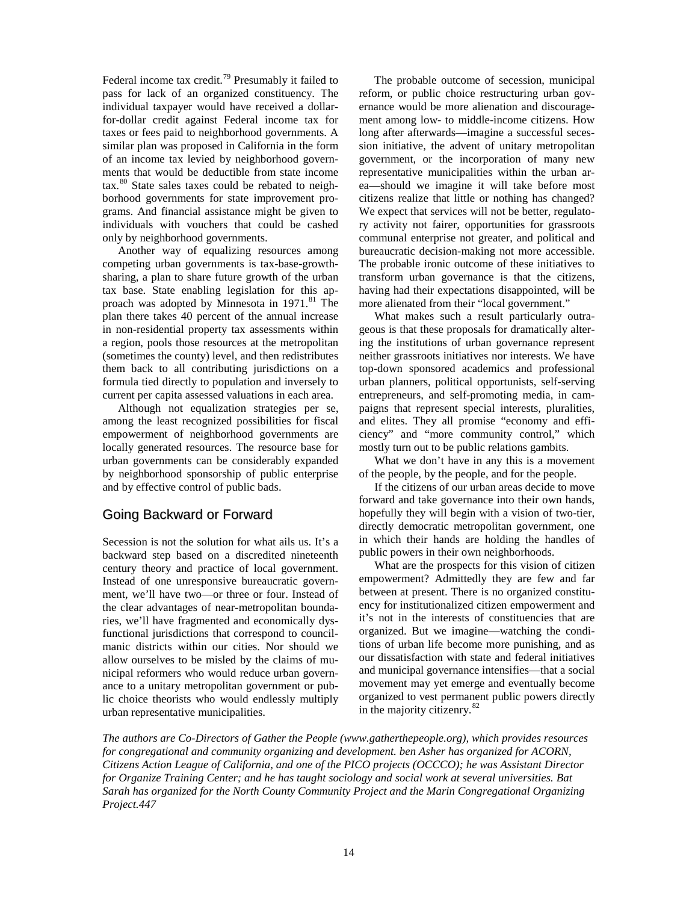Federal income tax credit.[79] Presumably it failed to pass for lack of an organized constituency. The individual taxpayer would have received a dollar-for-dollar credit against Federal income tax for taxes or fees paid to neighborhood governments. A similar plan was proposed in California in the form of an income tax levied by neighborhood governments that would be deductible from state income tax.[80] State sales taxes could be rebated to neighborhood governments for state improvement programs. And financial assistance might be given to individuals with vouchers that could be cashed only by neighborhood governments.

Another way of equalizing resources among competing urban governments is tax-base-growth-sharing, a plan to share future growth of the urban tax base. State enabling legislation for this approach was adopted by Minnesota in 1971.[81] The plan there takes 40 percent of the annual increase in non-residential property tax assessments within a region, pools those resources at the metropolitan (sometimes the county) level, and then redistributes them back to all contributing jurisdictions on a formula tied directly to population and inversely to current per capita assessed valuations in each area.

Although not equalization strategies per se, among the least recognized possibilities for fiscal empowerment of neighborhood governments are locally generated resources. The resource base for urban governments can be considerably expanded by neighborhood sponsorship of public enterprise and by effective control of public bads.

## Going Backward or Forward

Secession is not the solution for what ails us. It's a backward step based on a discredited nineteenth century theory and practice of local government. Instead of one unresponsive bureaucratic government, we'll have two—or three or four. Instead of the clear advantages of near-metropolitan boundaries, we'll have fragmented and economically dysfunctional jurisdictions that correspond to councilmanic districts within our cities. Nor should we allow ourselves to be misled by the claims of municipal reformers who would reduce urban governance to a unitary metropolitan government or public choice theorists who would endlessly multiply urban representative municipalities.

The probable outcome of secession, municipal reform, or public choice restructuring urban governance would be more alienation and discouragement among low- to middle-income citizens. How long after afterwards—imagine a successful secession initiative, the advent of unitary metropolitan government, or the incorporation of many new representative municipalities within the urban area—should we imagine it will take before most citizens realize that little or nothing has changed? We expect that services will not be better, regulatory activity not fairer, opportunities for grassroots communal enterprise not greater, and political and bureaucratic decision-making not more accessible. The probable ironic outcome of these initiatives to transform urban governance is that the citizens, having had their expectations disappointed, will be more alienated from their "local government."

What makes such a result particularly outrageous is that these proposals for dramatically altering the institutions of urban governance represent neither grassroots initiatives nor interests. We have top-down sponsored academics and professional urban planners, political opportunists, self-serving entrepreneurs, and self-promoting media, in campaigns that represent special interests, pluralities, and elites. They all promise "economy and efficiency" and "more community control," which mostly turn out to be public relations gambits.

What we don't have in any this is a movement of the people, by the people, and for the people.

If the citizens of our urban areas decide to move forward and take governance into their own hands, hopefully they will begin with a vision of two-tier, directly democratic metropolitan government, one in which their hands are holding the handles of public powers in their own neighborhoods.

What are the prospects for this vision of citizen empowerment? Admittedly they are few and far between at present. There is no organized constituency for institutionalized citizen empowerment and it's not in the interests of constituencies that are organized. But we imagine—watching the conditions of urban life become more punishing, and as our dissatisfaction with state and federal initiatives and municipal governance intensifies—that a social movement may yet emerge and eventually become organized to vest permanent public powers directly in the majority citizenry.[82]

*The authors are Co-Directors of Gather the People (www.gatherthepeople.org), which provides resources for congregational and community organizing and development. ben Asher has organized for ACORN, Citizens Action League of California, and one of the PICO projects (OCCCO); he was Assistant Director for Organize Training Center; and he has taught sociology and social work at several universities. Bat Sarah has organized for the North County Community Project and the Marin Congregational Organizing Project.447*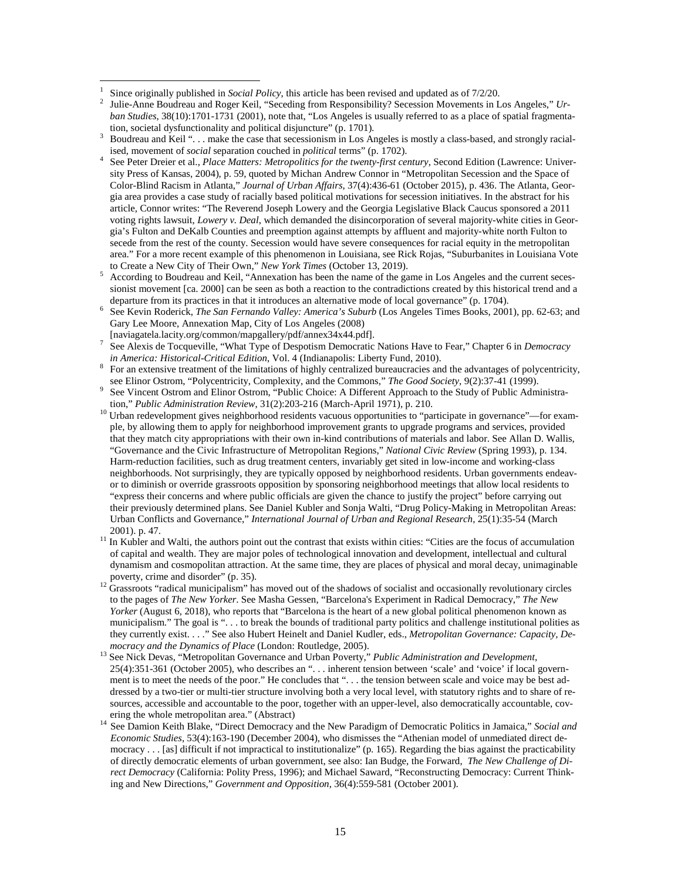[1] Since originally published in *Social Policy*, this article has been revised and updated as of 7/2/20.

[2] Julie-Anne Boudreau and Roger Keil, "Seceding from Responsibility? Secession Movements in Los Angeles," *Urban Studies*, 38(10):1701-1731 (2001), note that, "Los Angeles is usually referred to as a place of spatial fragmentation, societal dysfunctionality and political disjuncture" (p. 1701).

[3] Boudreau and Keil ". . . make the case that secessionism in Los Angeles is mostly a class-based, and strongly racialised, movement of *social* separation couched in *political* terms" (p. 1702).

[4] See Peter Dreier et al., *Place Matters: Metropolitics for the twenty-first century*, Second Edition (Lawrence: University Press of Kansas, 2004), p. 59, quoted by Michan Andrew Connor in "Metropolitan Secession and the Space of Color-Blind Racism in Atlanta," *Journal of Urban Affairs*, 37(4):436-61 (October 2015), p. 436. The Atlanta, Georgia area provides a case study of racially based political motivations for secession initiatives. In the abstract for his article, Connor writes: "The Reverend Joseph Lowery and the Georgia Legislative Black Caucus sponsored a 2011 voting rights lawsuit, *Lowery v. Deal*, which demanded the disincorporation of several majority-white cities in Georgia's Fulton and DeKalb Counties and preemption against attempts by affluent and majority-white north Fulton to secede from the rest of the county. Secession would have severe consequences for racial equity in the metropolitan area." For a more recent example of this phenomenon in Louisiana, see Rick Rojas, "Suburbanites in Louisiana Vote to Create a New City of Their Own," *New York Times* (October 13, 2019).

[5] According to Boudreau and Keil, "Annexation has been the name of the game in Los Angeles and the current secessionist movement [ca. 2000] can be seen as both a reaction to the contradictions created by this historical trend and a departure from its practices in that it introduces an alternative mode of local governance" (p. 1704).

[6] See Kevin Roderick, *The San Fernando Valley: America's Suburb* (Los Angeles Times Books, 2001), pp. 62-63; and Gary Lee Moore, Annexation Map, City of Los Angeles (2008) [naviagatela.lacity.org/common/mapgallery/pdf/annex34x44.pdf].

[7] See Alexis de Tocqueville, "What Type of Despotism Democratic Nations Have to Fear," Chapter 6 in *Democracy in America: Historical-Critical Edition*, Vol. 4 (Indianapolis: Liberty Fund, 2010).

[8] For an extensive treatment of the limitations of highly centralized bureaucracies and the advantages of polycentricity, see Elinor Ostrom, "Polycentricity, Complexity, and the Commons," *The Good Society*, 9(2):37-41 (1999).

[9] See Vincent Ostrom and Elinor Ostrom, "Public Choice: A Different Approach to the Study of Public Administration," *Public Administration Review*, 31(2):203-216 (March-April 1971), p. 210.

[10] Urban redevelopment gives neighborhood residents vacuous opportunities to "participate in governance"—for example, by allowing them to apply for neighborhood improvement grants to upgrade programs and services, provided that they match city appropriations with their own in-kind contributions of materials and labor. See Allan D. Wallis, "Governance and the Civic Infrastructure of Metropolitan Regions," *National Civic Review* (Spring 1993), p. 134. Harm-reduction facilities, such as drug treatment centers, invariably get sited in low-income and working-class neighborhoods. Not surprisingly, they are typically opposed by neighborhood residents. Urban governments endeavor to diminish or override grassroots opposition by sponsoring neighborhood meetings that allow local residents to "express their concerns and where public officials are given the chance to justify the project" before carrying out their previously determined plans. See Daniel Kubler and Sonja Walti, "Drug Policy-Making in Metropolitan Areas: Urban Conflicts and Governance," *International Journal of Urban and Regional Research*, 25(1):35-54 (March 2001). p. 47.

[11] In Kubler and Walti, the authors point out the contrast that exists within cities: "Cities are the focus of accumulation of capital and wealth. They are major poles of technological innovation and development, intellectual and cultural dynamism and cosmopolitan attraction. At the same time, they are places of physical and moral decay, unimaginable poverty, crime and disorder" (p. 35).

[12] Grassroots "radical municipalism" has moved out of the shadows of socialist and occasionally revolutionary circles to the pages of *The New Yorker*. See Masha Gessen, "Barcelona's Experiment in Radical Democracy," *The New Yorker* (August 6, 2018), who reports that "Barcelona is the heart of a new global political phenomenon known as municipalism." The goal is ". . . to break the bounds of traditional party politics and challenge institutional polities as they currently exist. . . ." See also Hubert Heinelt and Daniel Kudler, eds., *Metropolitan Governance: Capacity, Democracy and the Dynamics of Place* (London: Routledge, 2005).

[13] See Nick Devas, "Metropolitan Governance and Urban Poverty," *Public Administration and Development*, 25(4):351-361 (October 2005), who describes an ". . . inherent tension between 'scale' and 'voice' if local government is to meet the needs of the poor." He concludes that ". . . the tension between scale and voice may be best addressed by a two-tier or multi-tier structure involving both a very local level, with statutory rights and to share of resources, accessible and accountable to the poor, together with an upper-level, also democratically accountable, covering the whole metropolitan area." (Abstract)

[14] See Damion Keith Blake, "Direct Democracy and the New Paradigm of Democratic Politics in Jamaica," *Social and Economic Studies*, 53(4):163-190 (December 2004), who dismisses the "Athenian model of unmediated direct democracy . . . [as] difficult if not impractical to institutionalize" (p. 165). Regarding the bias against the practicability of directly democratic elements of urban government, see also: Ian Budge, the Forward, *The New Challenge of Direct Democracy* (California: Polity Press, 1996); and Michael Saward, "Reconstructing Democracy: Current Thinking and New Directions," *Government and Opposition*, 36(4):559-581 (October 2001).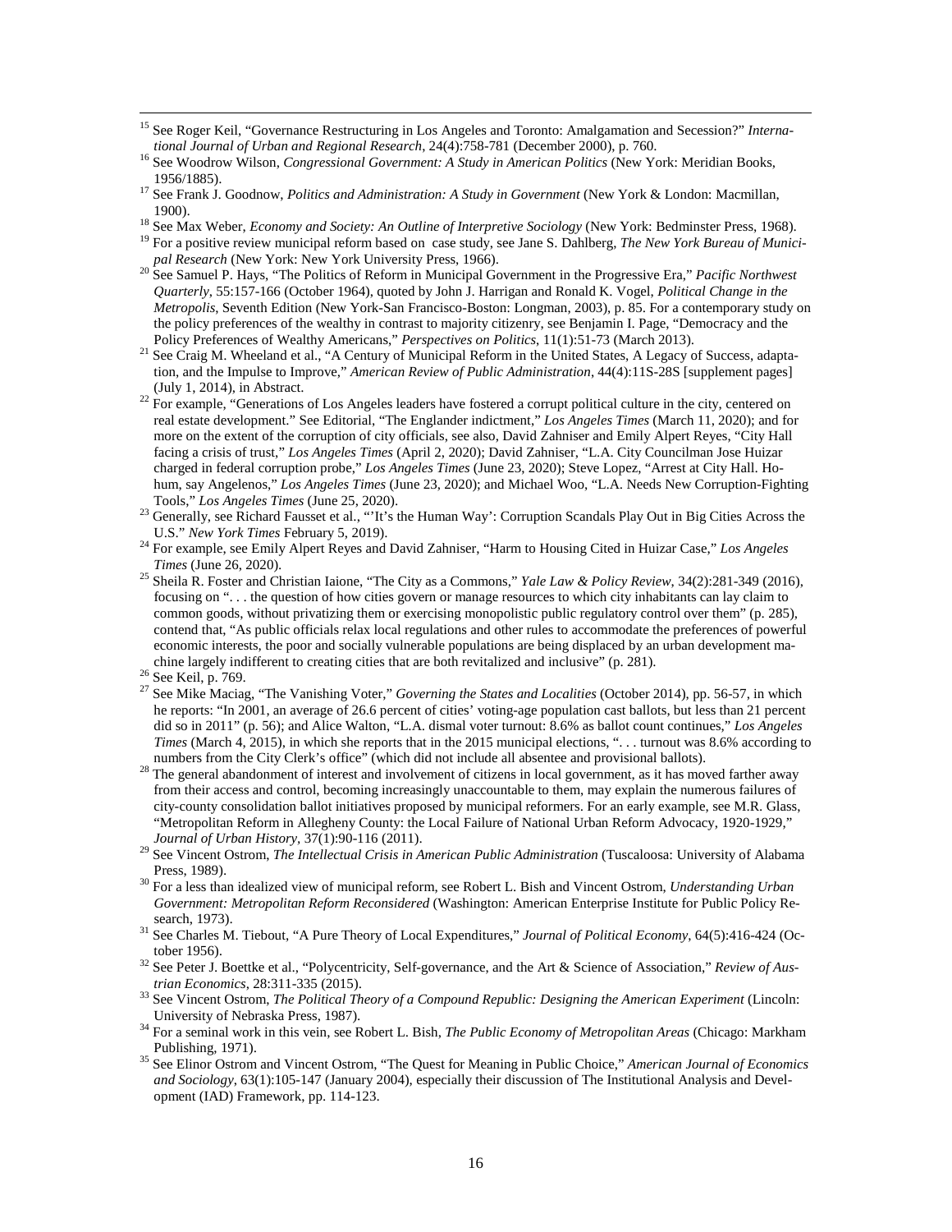[15] See Roger Keil, "Governance Restructuring in Los Angeles and Toronto: Amalgamation and Secession?" *International Journal of Urban and Regional Research*, 24(4):758-781 (December 2000), p. 760.

[16] See Woodrow Wilson, *Congressional Government: A Study in American Politics* (New York: Meridian Books, 1956/1885).

[17] See Frank J. Goodnow, *Politics and Administration: A Study in Government* (New York & London: Macmillan, 1900).

[18] See Max Weber, *Economy and Society: An Outline of Interpretive Sociology* (New York: Bedminster Press, 1968).

[19] For a positive review municipal reform based on case study, see Jane S. Dahlberg, *The New York Bureau of Municipal Research* (New York: New York University Press, 1966).

[20] See Samuel P. Hays, "The Politics of Reform in Municipal Government in the Progressive Era," *Pacific Northwest Quarterly*, 55:157-166 (October 1964), quoted by John J. Harrigan and Ronald K. Vogel, *Political Change in the Metropolis*, Seventh Edition (New York-San Francisco-Boston: Longman, 2003), p. 85. For a contemporary study on the policy preferences of the wealthy in contrast to majority citizenry, see Benjamin I. Page, "Democracy and the Policy Preferences of Wealthy Americans," *Perspectives on Politics*, 11(1):51-73 (March 2013).

[21] See Craig M. Wheeland et al., "A Century of Municipal Reform in the United States, A Legacy of Success, adaptation, and the Impulse to Improve," *American Review of Public Administration*, 44(4):11S-28S [supplement pages] (July 1, 2014), in Abstract.

[22] For example, "Generations of Los Angeles leaders have fostered a corrupt political culture in the city, centered on real estate development." See Editorial, "The Englander indictment," *Los Angeles Times* (March 11, 2020); and for more on the extent of the corruption of city officials, see also, David Zahniser and Emily Alpert Reyes, "City Hall facing a crisis of trust," *Los Angeles Times* (April 2, 2020); David Zahniser, "L.A. City Councilman Jose Huizar charged in federal corruption probe," *Los Angeles Times* (June 23, 2020); Steve Lopez, "Arrest at City Hall. Ho-hum, say Angelenos," *Los Angeles Times* (June 23, 2020); and Michael Woo, "L.A. Needs New Corruption-Fighting Tools," *Los Angeles Times* (June 25, 2020).

[23] Generally, see Richard Fausset et al., "'It's the Human Way': Corruption Scandals Play Out in Big Cities Across the U.S." *New York Times* February 5, 2019).

[24] For example, see Emily Alpert Reyes and David Zahniser, "Harm to Housing Cited in Huizar Case," *Los Angeles Times* (June 26, 2020).

[25] Sheila R. Foster and Christian Iaione, "The City as a Commons," *Yale Law & Policy Review*, 34(2):281-349 (2016), focusing on ". . . the question of how cities govern or manage resources to which city inhabitants can lay claim to common goods, without privatizing them or exercising monopolistic public regulatory control over them" (p. 285), contend that, "As public officials relax local regulations and other rules to accommodate the preferences of powerful economic interests, the poor and socially vulnerable populations are being displaced by an urban development machine largely indifferent to creating cities that are both revitalized and inclusive" (p. 281).

[26] See Keil, p. 769.

[27] See Mike Maciag, "The Vanishing Voter," *Governing the States and Localities* (October 2014), pp. 56-57, in which he reports: "In 2001, an average of 26.6 percent of cities' voting-age population cast ballots, but less than 21 percent did so in 2011" (p. 56); and Alice Walton, "L.A. dismal voter turnout: 8.6% as ballot count continues," *Los Angeles Times* (March 4, 2015), in which she reports that in the 2015 municipal elections, ". . . turnout was 8.6% according to numbers from the City Clerk's office" (which did not include all absentee and provisional ballots).

[28] The general abandonment of interest and involvement of citizens in local government, as it has moved farther away from their access and control, becoming increasingly unaccountable to them, may explain the numerous failures of city-county consolidation ballot initiatives proposed by municipal reformers. For an early example, see M.R. Glass, "Metropolitan Reform in Allegheny County: the Local Failure of National Urban Reform Advocacy, 1920-1929," *Journal of Urban History*, 37(1):90-116 (2011).

[29] See Vincent Ostrom, *The Intellectual Crisis in American Public Administration* (Tuscaloosa: University of Alabama Press, 1989).

[30] For a less than idealized view of municipal reform, see Robert L. Bish and Vincent Ostrom, *Understanding Urban Government: Metropolitan Reform Reconsidered* (Washington: American Enterprise Institute for Public Policy Research, 1973).

[31] See Charles M. Tiebout, "A Pure Theory of Local Expenditures," *Journal of Political Economy*, 64(5):416-424 (October 1956).

[32] See Peter J. Boettke et al., "Polycentricity, Self-governance, and the Art & Science of Association," *Review of Austrian Economics*, 28:311-335 (2015).

[33] See Vincent Ostrom, *The Political Theory of a Compound Republic: Designing the American Experiment* (Lincoln: University of Nebraska Press, 1987).

[34] For a seminal work in this vein, see Robert L. Bish, *The Public Economy of Metropolitan Areas* (Chicago: Markham Publishing, 1971).

[35] See Elinor Ostrom and Vincent Ostrom, "The Quest for Meaning in Public Choice," *American Journal of Economics and Sociology*, 63(1):105-147 (January 2004), especially their discussion of The Institutional Analysis and Development (IAD) Framework, pp. 114-123.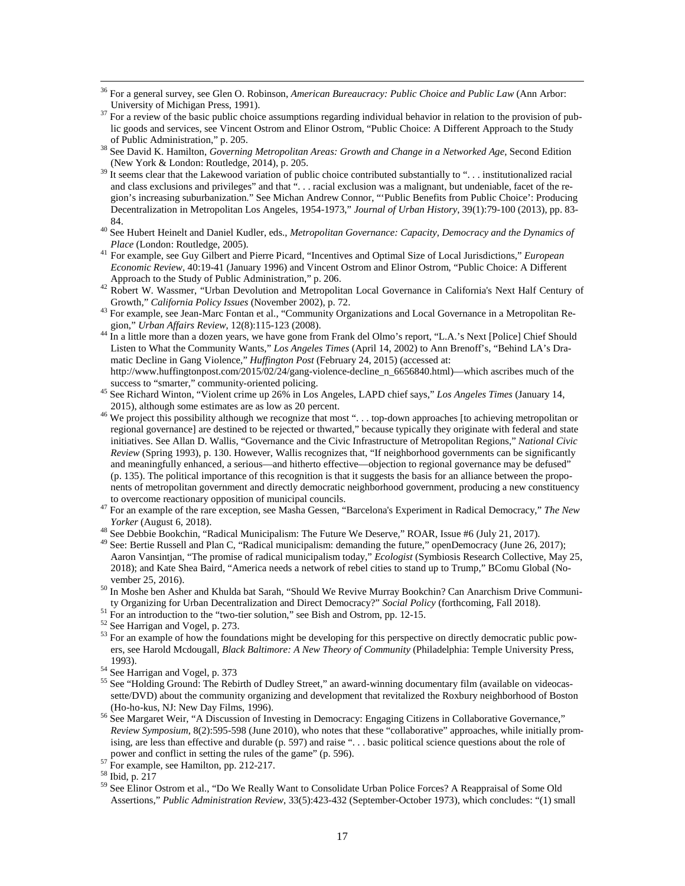[36] For a general survey, see Glen O. Robinson, *American Bureaucracy: Public Choice and Public Law* (Ann Arbor: University of Michigan Press, 1991).

[37] For a review of the basic public choice assumptions regarding individual behavior in relation to the provision of public goods and services, see Vincent Ostrom and Elinor Ostrom, "Public Choice: A Different Approach to the Study of Public Administration," p. 205.

[38] See David K. Hamilton, *Governing Metropolitan Areas: Growth and Change in a Networked Age*, Second Edition (New York & London: Routledge, 2014), p. 205.

[39] It seems clear that the Lakewood variation of public choice contributed substantially to ". . . institutionalized racial and class exclusions and privileges" and that ". . . racial exclusion was a malignant, but undeniable, facet of the region's increasing suburbanization." See Michan Andrew Connor, "'Public Benefits from Public Choice': Producing Decentralization in Metropolitan Los Angeles, 1954-1973," *Journal of Urban History*, 39(1):79-100 (2013), pp. 83-84.

[40] See Hubert Heinelt and Daniel Kudler, eds., *Metropolitan Governance: Capacity, Democracy and the Dynamics of Place* (London: Routledge, 2005).

[41] For example, see Guy Gilbert and Pierre Picard, "Incentives and Optimal Size of Local Jurisdictions," *European Economic Review*, 40:19-41 (January 1996) and Vincent Ostrom and Elinor Ostrom, "Public Choice: A Different Approach to the Study of Public Administration," p. 206.

[42] Robert W. Wassmer, "Urban Devolution and Metropolitan Local Governance in California's Next Half Century of Growth," *California Policy Issues* (November 2002), p. 72.

[43] For example, see Jean-Marc Fontan et al., "Community Organizations and Local Governance in a Metropolitan Region," *Urban Affairs Review*, 12(8):115-123 (2008).

[44] In a little more than a dozen years, we have gone from Frank del Olmo's report, "L.A.'s Next [Police] Chief Should Listen to What the Community Wants," *Los Angeles Times* (April 14, 2002) to Ann Brenoff's, "Behind LA's Dramatic Decline in Gang Violence," *Huffington Post* (February 24, 2015) (accessed at: http://www.huffingtonpost.com/2015/02/24/gang-violence-decline_n_6656840.html)—which ascribes much of the success to "smarter," community-oriented policing.

[45] See Richard Winton, "Violent crime up 26% in Los Angeles, LAPD chief says," *Los Angeles Times* (January 14, 2015), although some estimates are as low as 20 percent.

[46] We project this possibility although we recognize that most ". . . top-down approaches [to achieving metropolitan or regional governance] are destined to be rejected or thwarted," because typically they originate with federal and state initiatives. See Allan D. Wallis, "Governance and the Civic Infrastructure of Metropolitan Regions," *National Civic Review* (Spring 1993), p. 130. However, Wallis recognizes that, "If neighborhood governments can be significantly and meaningfully enhanced, a serious—and hitherto effective—objection to regional governance may be defused" (p. 135). The political importance of this recognition is that it suggests the basis for an alliance between the proponents of metropolitan government and directly democratic neighborhood government, producing a new constituency to overcome reactionary opposition of municipal councils.

[47] For an example of the rare exception, see Masha Gessen, "Barcelona's Experiment in Radical Democracy," *The New Yorker* (August 6, 2018).

[48] See Debbie Bookchin, "Radical Municipalism: The Future We Deserve," ROAR, Issue #6 (July 21, 2017).

[49] See: Bertie Russell and Plan C, "Radical municipalism: demanding the future," openDemocracy (June 26, 2017); Aaron Vansintjan, "The promise of radical municipalism today," *Ecologist* (Symbiosis Research Collective, May 25, 2018); and Kate Shea Baird, "America needs a network of rebel cities to stand up to Trump," BComu Global (November 25, 2016).

[50] In Moshe ben Asher and Khulda bat Sarah, "Should We Revive Murray Bookchin? Can Anarchism Drive Community Organizing for Urban Decentralization and Direct Democracy?" *Social Policy* (forthcoming, Fall 2018).

[51] For an introduction to the "two-tier solution," see Bish and Ostrom, pp. 12-15.

[52] See Harrigan and Vogel, p. 273.

[53] For an example of how the foundations might be developing for this perspective on directly democratic public powers, see Harold Mcdougall, *Black Baltimore: A New Theory of Community* (Philadelphia: Temple University Press, 1993).

[54] See Harrigan and Vogel, p. 373

[55] See "Holding Ground: The Rebirth of Dudley Street," an award-winning documentary film (available on videocassette/DVD) about the community organizing and development that revitalized the Roxbury neighborhood of Boston (Ho-ho-kus, NJ: New Day Films, 1996).

[56] See Margaret Weir, "A Discussion of Investing in Democracy: Engaging Citizens in Collaborative Governance," *Review Symposium*, 8(2):595-598 (June 2010), who notes that these "collaborative" approaches, while initially promising, are less than effective and durable (p. 597) and raise ". . . basic political science questions about the role of power and conflict in setting the rules of the game" (p. 596).

[57] For example, see Hamilton, pp. 212-217.

[58] Ibid, p. 217

[59] See Elinor Ostrom et al., "Do We Really Want to Consolidate Urban Police Forces? A Reappraisal of Some Old Assertions," *Public Administration Review*, 33(5):423-432 (September-October 1973), which concludes: "(1) small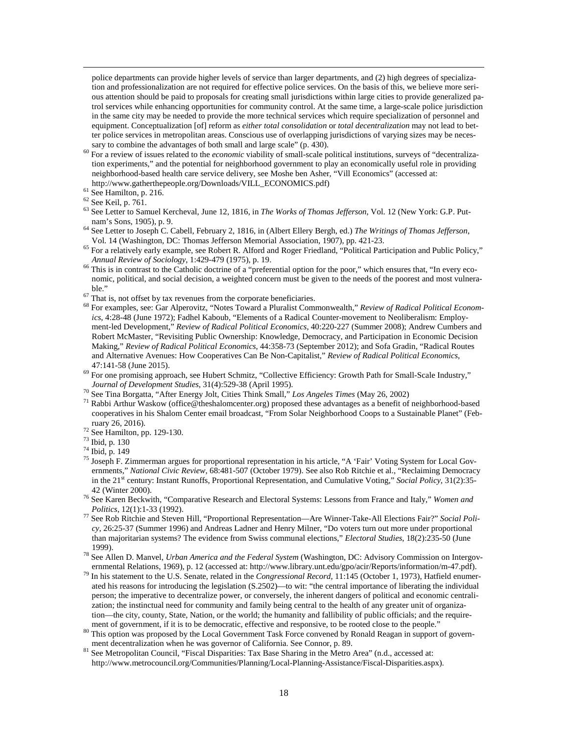police departments can provide higher levels of service than larger departments, and (2) high degrees of specialization and professionalization are not required for effective police services. On the basis of this, we believe more serious attention should be paid to proposals for creating small jurisdictions within large cities to provide generalized patrol services while enhancing opportunities for community control. At the same time, a large-scale police jurisdiction in the same city may be needed to provide the more technical services which require specialization of personnel and equipment. Conceptualization [of] reform as *either total consolidation* or *total decentralization* may not lead to better police services in metropolitan areas. Conscious use of overlapping jurisdictions of varying sizes may be necessary to combine the advantages of both small and large scale" (p. 430).

[60] For a review of issues related to the *economic* viability of small-scale political institutions, surveys of "decentralization experiments," and the potential for neighborhood government to play an economically useful role in providing neighborhood-based health care service delivery, see Moshe ben Asher, "Vill Economics" (accessed at: http://www.gatherthepeople.org/Downloads/VILL_ECONOMICS.pdf)

[61] See Hamilton, p. 216.

[62] See Keil, p. 761.

[63] See Letter to Samuel Kercheval, June 12, 1816, in *The Works of Thomas Jefferson*, Vol. 12 (New York: G.P. Putnam's Sons, 1905), p. 9.

[64] See Letter to Joseph C. Cabell, February 2, 1816, in (Albert Ellery Bergh, ed.) *The Writings of Thomas Jefferson*, Vol. 14 (Washington, DC: Thomas Jefferson Memorial Association, 1907), pp. 421-23.

[65] For a relatively early example, see Robert R. Alford and Roger Friedland, "Political Participation and Public Policy," *Annual Review of Sociology*, 1:429-479 (1975), p. 19.

[66] This is in contrast to the Catholic doctrine of a "preferential option for the poor," which ensures that, "In every economic, political, and social decision, a weighted concern must be given to the needs of the poorest and most vulnerable."

[67] That is, not offset by tax revenues from the corporate beneficiaries.

[68] For examples, see: Gar Alperovitz, "Notes Toward a Pluralist Commonwealth," *Review of Radical Political Economics*, 4:28-48 (June 1972); Fadhel Kaboub, "Elements of a Radical Counter-movement to Neoliberalism: Employment-led Development," *Review of Radical Political Economics*, 40:220-227 (Summer 2008); Andrew Cumbers and Robert McMaster, "Revisiting Public Ownership: Knowledge, Democracy, and Participation in Economic Decision Making," *Review of Radical Political Economics*, 44:358-73 (September 2012); and Sofa Gradin, "Radical Routes and Alternative Avenues: How Cooperatives Can Be Non-Capitalist," *Review of Radical Political Economics*, 47:141-58 (June 2015).

[69] For one promising approach, see Hubert Schmitz, "Collective Efficiency: Growth Path for Small-Scale Industry," *Journal of Development Studies*, 31(4):529-38 (April 1995).

[70] See Tina Borgatta, "After Energy Jolt, Cities Think Small," *Los Angeles Times* (May 26, 2002)

[71] Rabbi Arthur Waskow (office@theshalomcenter.org) proposed these advantages as a benefit of neighborhood-based cooperatives in his Shalom Center email broadcast, "From Solar Neighborhood Coops to a Sustainable Planet" (February 26, 2016).

[72] See Hamilton, pp. 129-130.

[73] Ibid, p. 130

[74] Ibid, p. 149

[75] Joseph F. Zimmerman argues for proportional representation in his article, "A 'Fair' Voting System for Local Governments," *National Civic Review*, 68:481-507 (October 1979). See also Rob Ritchie et al., "Reclaiming Democracy in the 21st century: Instant Runoffs, Proportional Representation, and Cumulative Voting," *Social Policy*, 31(2):35-42 (Winter 2000).

[76] See Karen Beckwith, "Comparative Research and Electoral Systems: Lessons from France and Italy," *Women and Politics*, 12(1):1-33 (1992).

[77] See Rob Ritchie and Steven Hill, "Proportional Representation—Are Winner-Take-All Elections Fair?" *Social Policy*, 26:25-37 (Summer 1996) and Andreas Ladner and Henry Milner, "Do voters turn out more under proportional than majoritarian systems? The evidence from Swiss communal elections," *Electoral Studies*, 18(2):235-50 (June 1999).

[78] See Allen D. Manvel, *Urban America and the Federal System* (Washington, DC: Advisory Commission on Intergovernmental Relations, 1969), p. 12 (accessed at: http://www.library.unt.edu/gpo/acir/Reports/information/m-47.pdf).

[79] In his statement to the U.S. Senate, related in the *Congressional Record*, 11:145 (October 1, 1973), Hatfield enumerated his reasons for introducing the legislation (S.2502)—to wit: "the central importance of liberating the individual person; the imperative to decentralize power, or conversely, the inherent dangers of political and economic centralization; the instinctual need for community and family being central to the health of any greater unit of organization—the city, county, State, Nation, or the world; the humanity and fallibility of public officials; and the requirement of government, if it is to be democratic, effective and responsive, to be rooted close to the people."

[80] This option was proposed by the Local Government Task Force convened by Ronald Reagan in support of government decentralization when he was governor of California. See Connor, p. 89.

[81] See Metropolitan Council, "Fiscal Disparities: Tax Base Sharing in the Metro Area" (n.d., accessed at: http://www.metrocouncil.org/Communities/Planning/Local-Planning-Assistance/Fiscal-Disparities.aspx).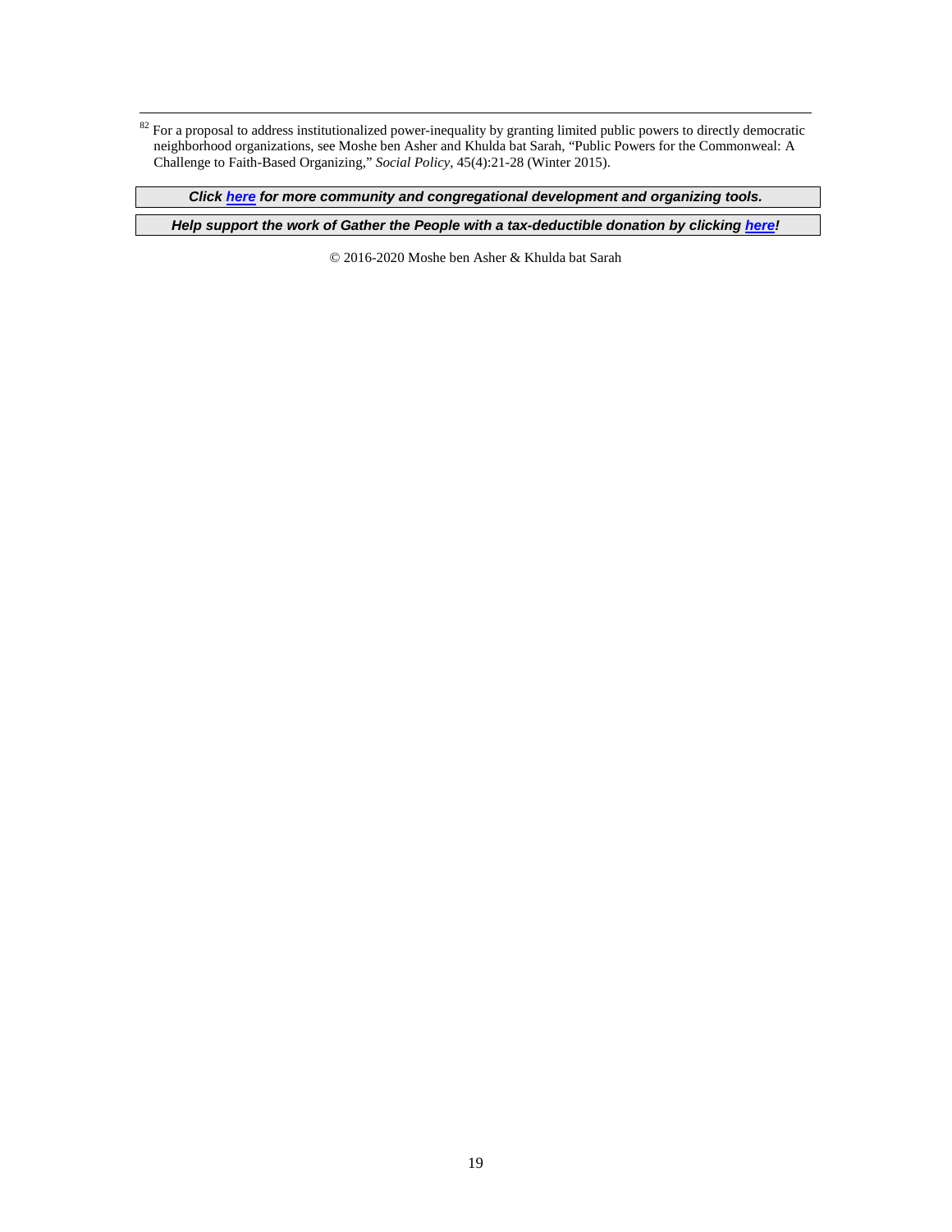[82] For a proposal to address institutionalized power-inequality by granting limited public powers to directly democratic neighborhood organizations, see Moshe ben Asher and Khulda bat Sarah, "Public Powers for the Commonweal: A Challenge to Faith-Based Organizing," *Social Policy*, 45(4):21-28 (Winter 2015).

***Click here for more community and congregational development and organizing tools.***

***Help support the work of Gather the People with a tax-deductible donation by clicking here!***

© 2016-2020 Moshe ben Asher & Khulda bat Sarah